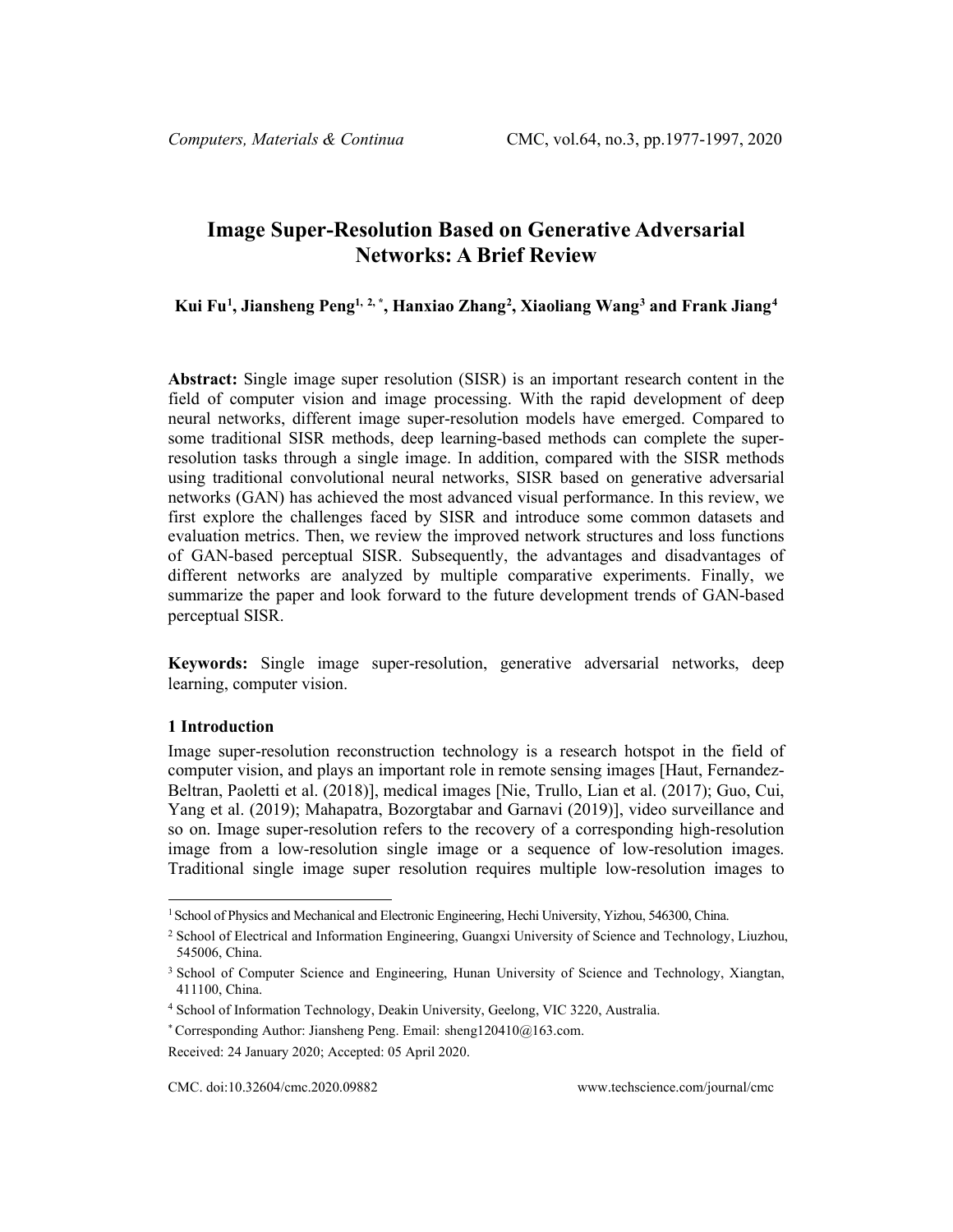# Image Super-Resolution Based on Generative Adversarial Networks: A Brief Review

**Kui Fu[1], Jiansheng Peng[1, 2, *], Hanxiao Zhang[2], Xiaoliang Wang[3] and Frank Jiang[4]**

**Abstract:** Single image super resolution (SISR) is an important research content in the field of computer vision and image processing. With the rapid development of deep neural networks, different image super-resolution models have emerged. Compared to some traditional SISR methods, deep learning-based methods can complete the super-resolution tasks through a single image. In addition, compared with the SISR methods using traditional convolutional neural networks, SISR based on generative adversarial networks (GAN) has achieved the most advanced visual performance. In this review, we first explore the challenges faced by SISR and introduce some common datasets and evaluation metrics. Then, we review the improved network structures and loss functions of GAN-based perceptual SISR. Subsequently, the advantages and disadvantages of different networks are analyzed by multiple comparative experiments. Finally, we summarize the paper and look forward to the future development trends of GAN-based perceptual SISR.

**Keywords:** Single image super-resolution, generative adversarial networks, deep learning, computer vision.

## 1 Introduction

Image super-resolution reconstruction technology is a research hotspot in the field of computer vision, and plays an important role in remote sensing images [Haut, Fernandez-Beltran, Paoletti et al. (2018)], medical images [Nie, Trullo, Lian et al. (2017); Guo, Cui, Yang et al. (2019); Mahapatra, Bozorgtabar and Garnavi (2019)], video surveillance and so on. Image super-resolution refers to the recovery of a corresponding high-resolution image from a low-resolution single image or a sequence of low-resolution images. Traditional single image super resolution requires multiple low-resolution images to

---

[1] School of Physics and Mechanical and Electronic Engineering, Hechi University, Yizhou, 546300, China.

[2] School of Electrical and Information Engineering, Guangxi University of Science and Technology, Liuzhou, 545006, China.

[3] School of Computer Science and Engineering, Hunan University of Science and Technology, Xiangtan, 411100, China.

[4] School of Information Technology, Deakin University, Geelong, VIC 3220, Australia.

[*] Corresponding Author: Jiansheng Peng. Email: sheng120410@163.com.

Received: 24 January 2020; Accepted: 05 April 2020.

CMC. doi:10.32604/cmc.2020.09882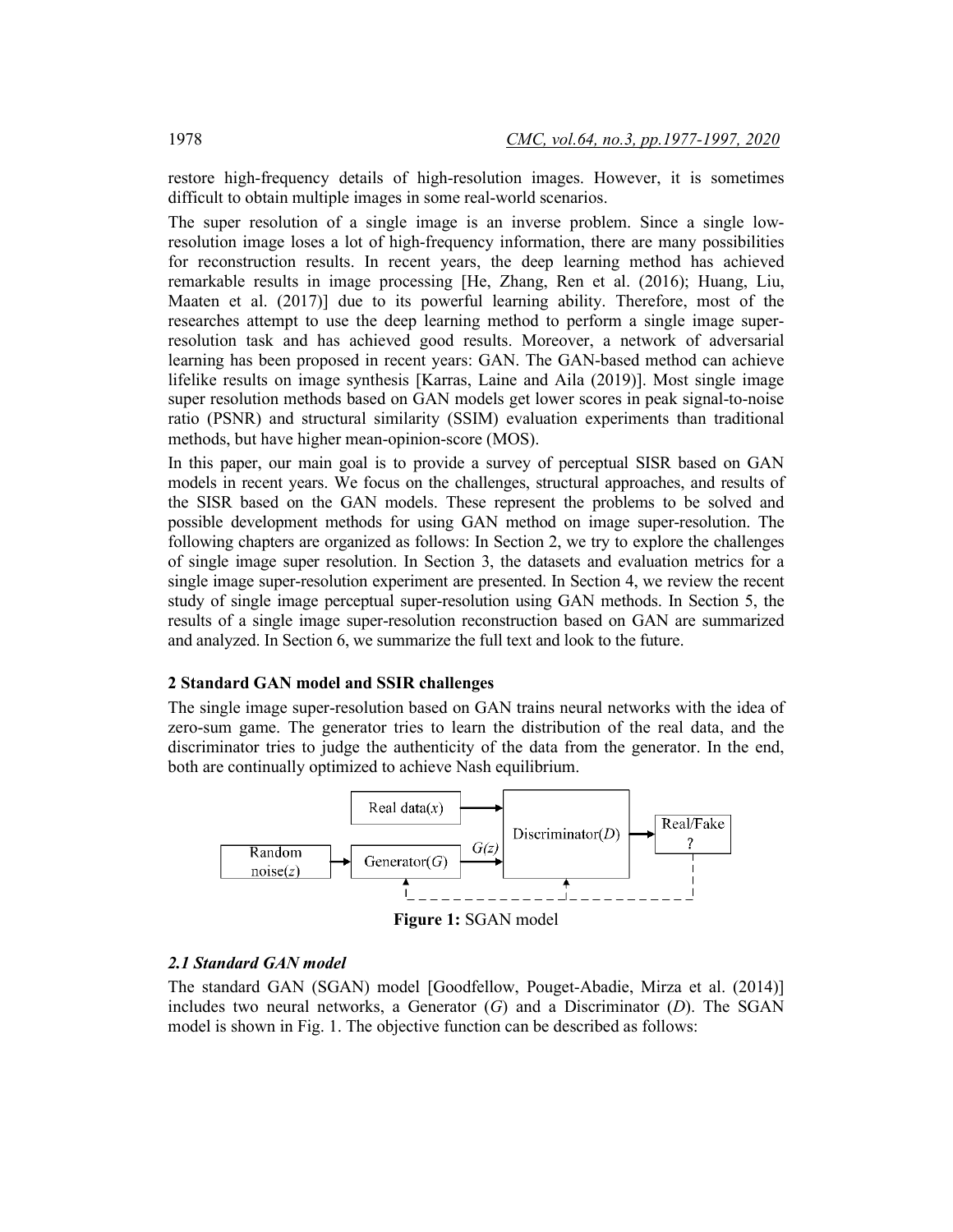restore high-frequency details of high-resolution images. However, it is sometimes difficult to obtain multiple images in some real-world scenarios.

The super resolution of a single image is an inverse problem. Since a single low-resolution image loses a lot of high-frequency information, there are many possibilities for reconstruction results. In recent years, the deep learning method has achieved remarkable results in image processing [He, Zhang, Ren et al. (2016); Huang, Liu, Maaten et al. (2017)] due to its powerful learning ability. Therefore, most of the researches attempt to use the deep learning method to perform a single image super-resolution task and has achieved good results. Moreover, a network of adversarial learning has been proposed in recent years: GAN. The GAN-based method can achieve lifelike results on image synthesis [Karras, Laine and Aila (2019)]. Most single image super resolution methods based on GAN models get lower scores in peak signal-to-noise ratio (PSNR) and structural similarity (SSIM) evaluation experiments than traditional methods, but have higher mean-opinion-score (MOS).

In this paper, our main goal is to provide a survey of perceptual SISR based on GAN models in recent years. We focus on the challenges, structural approaches, and results of the SISR based on the GAN models. These represent the problems to be solved and possible development methods for using GAN method on image super-resolution. The following chapters are organized as follows: In Section 2, we try to explore the challenges of single image super resolution. In Section 3, the datasets and evaluation metrics for a single image super-resolution experiment are presented. In Section 4, we review the recent study of single image perceptual super-resolution using GAN methods. In Section 5, the results of a single image super-resolution reconstruction based on GAN are summarized and analyzed. In Section 6, we summarize the full text and look to the future.

## 2 Standard GAN model and SSIR challenges

The single image super-resolution based on GAN trains neural networks with the idea of zero-sum game. The generator tries to learn the distribution of the real data, and the discriminator tries to judge the authenticity of the data from the generator. In the end, both are continually optimized to achieve Nash equilibrium.

**Figure 1:** SGAN model

### 2.1 Standard GAN model

The standard GAN (SGAN) model [Goodfellow, Pouget-Abadie, Mirza et al. (2014)] includes two neural networks, a Generator ($G$) and a Discriminator ($D$). The SGAN model is shown in Fig. 1. The objective function can be described as follows: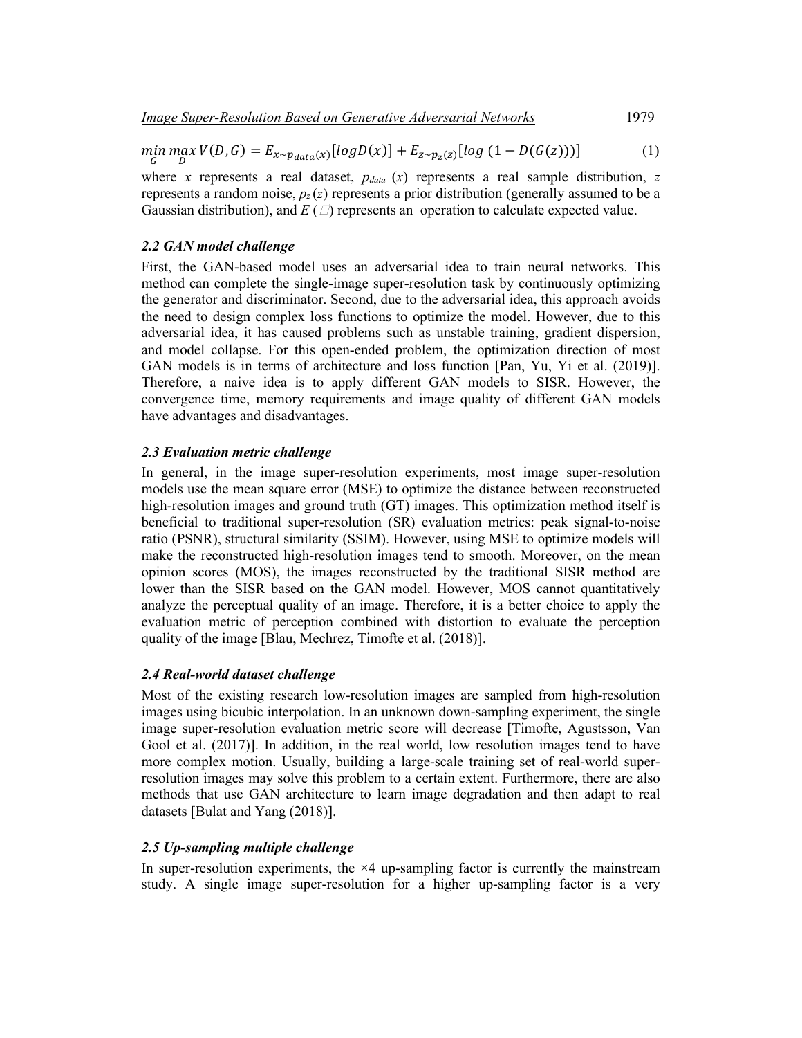$$\min_{G}\max_{D} V(D,G) = E_{x\sim p_{data}(x)}[logD(x)] + E_{z\sim p_z(z)}[log\ (1 - D(G(z)))] \tag{1}$$

where $x$ represents a real dataset, $p_{data}(x)$ represents a real sample distribution, $z$ represents a random noise, $p_z(z)$ represents a prior distribution (generally assumed to be a Gaussian distribution), and $E(\square)$ represents an operation to calculate expected value.

### *2.2 GAN model challenge*

First, the GAN-based model uses an adversarial idea to train neural networks. This method can complete the single-image super-resolution task by continuously optimizing the generator and discriminator. Second, due to the adversarial idea, this approach avoids the need to design complex loss functions to optimize the model. However, due to this adversarial idea, it has caused problems such as unstable training, gradient dispersion, and model collapse. For this open-ended problem, the optimization direction of most GAN models is in terms of architecture and loss function [Pan, Yu, Yi et al. (2019)]. Therefore, a naive idea is to apply different GAN models to SISR. However, the convergence time, memory requirements and image quality of different GAN models have advantages and disadvantages.

### *2.3 Evaluation metric challenge*

In general, in the image super-resolution experiments, most image super-resolution models use the mean square error (MSE) to optimize the distance between reconstructed high-resolution images and ground truth (GT) images. This optimization method itself is beneficial to traditional super-resolution (SR) evaluation metrics: peak signal-to-noise ratio (PSNR), structural similarity (SSIM). However, using MSE to optimize models will make the reconstructed high-resolution images tend to smooth. Moreover, on the mean opinion scores (MOS), the images reconstructed by the traditional SISR method are lower than the SISR based on the GAN model. However, MOS cannot quantitatively analyze the perceptual quality of an image. Therefore, it is a better choice to apply the evaluation metric of perception combined with distortion to evaluate the perception quality of the image [Blau, Mechrez, Timofte et al. (2018)].

### *2.4 Real-world dataset challenge*

Most of the existing research low-resolution images are sampled from high-resolution images using bicubic interpolation. In an unknown down-sampling experiment, the single image super-resolution evaluation metric score will decrease [Timofte, Agustsson, Van Gool et al. (2017)]. In addition, in the real world, low resolution images tend to have more complex motion. Usually, building a large-scale training set of real-world super-resolution images may solve this problem to a certain extent. Furthermore, there are also methods that use GAN architecture to learn image degradation and then adapt to real datasets [Bulat and Yang (2018)].

### *2.5 Up-sampling multiple challenge*

In super-resolution experiments, the ×4 up-sampling factor is currently the mainstream study. A single image super-resolution for a higher up-sampling factor is a very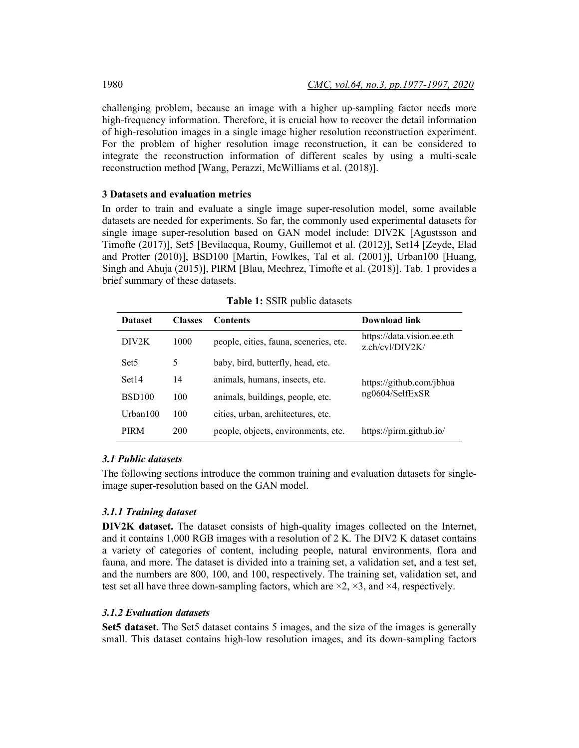challenging problem, because an image with a higher up-sampling factor needs more high-frequency information. Therefore, it is crucial how to recover the detail information of high-resolution images in a single image higher resolution reconstruction experiment. For the problem of higher resolution image reconstruction, it can be considered to integrate the reconstruction information of different scales by using a multi-scale reconstruction method [Wang, Perazzi, McWilliams et al. (2018)].

### 3 Datasets and evaluation metrics

In order to train and evaluate a single image super-resolution model, some available datasets are needed for experiments. So far, the commonly used experimental datasets for single image super-resolution based on GAN model include: DIV2K [Agustsson and Timofte (2017)], Set5 [Bevilacqua, Roumy, Guillemot et al. (2012)], Set14 [Zeyde, Elad and Protter (2010)], BSD100 [Martin, Fowlkes, Tal et al. (2001)], Urban100 [Huang, Singh and Ahuja (2015)], PIRM [Blau, Mechrez, Timofte et al. (2018)]. Tab. 1 provides a brief summary of these datasets.

**Table 1:** SSIR public datasets

| Dataset | Classes | Contents | Download link |
|---|---|---|---|
| DIV2K | 1000 | people, cities, fauna, sceneries, etc. | https://data.vision.ee.ethz.ch/cvl/DIV2K/ |
| Set5 | 5 | baby, bird, butterfly, head, etc. | https://github.com/jbhuang0604/SelfExSR |
| Set14 | 14 | animals, humans, insects, etc. | |
| BSD100 | 100 | animals, buildings, people, etc. | |
| Urban100 | 100 | cities, urban, architectures, etc. | |
| PIRM | 200 | people, objects, environments, etc. | https://pirm.github.io/ |

#### *3.1 Public datasets*

The following sections introduce the common training and evaluation datasets for single-image super-resolution based on the GAN model.

#### *3.1.1 Training dataset*

**DIV2K dataset.** The dataset consists of high-quality images collected on the Internet, and it contains 1,000 RGB images with a resolution of 2 K. The DIV2 K dataset contains a variety of categories of content, including people, natural environments, flora and fauna, and more. The dataset is divided into a training set, a validation set, and a test set, and the numbers are 800, 100, and 100, respectively. The training set, validation set, and test set all have three down-sampling factors, which are ×2, ×3, and ×4, respectively.

#### *3.1.2 Evaluation datasets*

**Set5 dataset.** The Set5 dataset contains 5 images, and the size of the images is generally small. This dataset contains high-low resolution images, and its down-sampling factors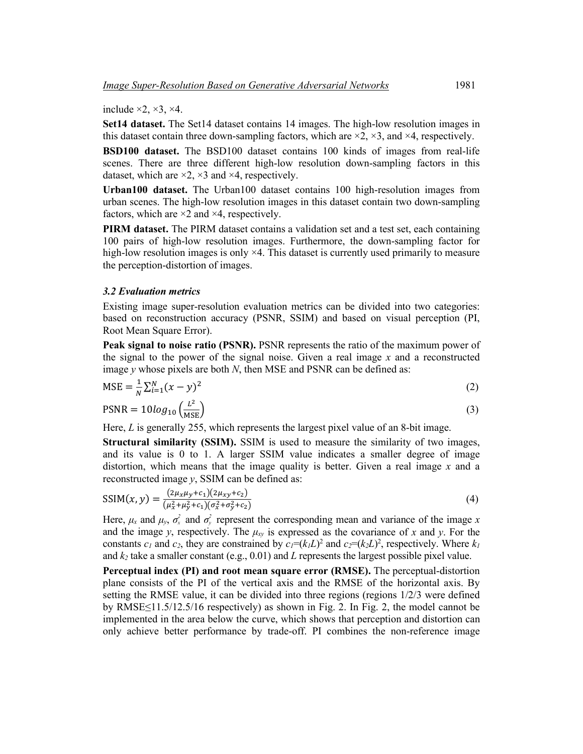include ×2, ×3, ×4.

**Set14 dataset.** The Set14 dataset contains 14 images. The high-low resolution images in this dataset contain three down-sampling factors, which are ×2, ×3, and ×4, respectively.

**BSD100 dataset.** The BSD100 dataset contains 100 kinds of images from real-life scenes. There are three different high-low resolution down-sampling factors in this dataset, which are ×2, ×3 and ×4, respectively.

**Urban100 dataset.** The Urban100 dataset contains 100 high-resolution images from urban scenes. The high-low resolution images in this dataset contain two down-sampling factors, which are ×2 and ×4, respectively.

**PIRM dataset.** The PIRM dataset contains a validation set and a test set, each containing 100 pairs of high-low resolution images. Furthermore, the down-sampling factor for high-low resolution images is only ×4. This dataset is currently used primarily to measure the perception-distortion of images.

### *3.2 Evaluation metrics*

Existing image super-resolution evaluation metrics can be divided into two categories: based on reconstruction accuracy (PSNR, SSIM) and based on visual perception (PI, Root Mean Square Error).

**Peak signal to noise ratio (PSNR).** PSNR represents the ratio of the maximum power of the signal to the power of the signal noise. Given a real image $x$ and a reconstructed image $y$ whose pixels are both $N$, then MSE and PSNR can be defined as:

$$\text{MSE} = \frac{1}{N}\sum_{i=1}^{N}(x-y)^2 \tag{2}$$

$$\text{PSNR} = 10log_{10}\left(\frac{L^2}{\text{MSE}}\right) \tag{3}$$

Here, $L$ is generally 255, which represents the largest pixel value of an 8-bit image.

**Structural similarity (SSIM).** SSIM is used to measure the similarity of two images, and its value is 0 to 1. A larger SSIM value indicates a smaller degree of image distortion, which means that the image quality is better. Given a real image $x$ and a reconstructed image $y$, SSIM can be defined as:

$$\text{SSIM}(x,y) = \frac{(2\mu_x\mu_y+c_1)(2\mu_{xy}+c_2)}{(\mu_x^2+\mu_y^2+c_1)(\sigma_x^2+\sigma_y^2+c_2)} \tag{4}$$

Here, $\mu_x$ and $\mu_y$, $\sigma_x^2$ and $\sigma_y^2$ represent the corresponding mean and variance of the image $x$ and the image $y$, respectively. The $\mu_{xy}$ is expressed as the covariance of $x$ and $y$. For the constants $c_1$ and $c_2$, they are constrained by $c_1=(k_1L)^2$ and $c_2=(k_2L)^2$, respectively. Where $k_1$ and $k_2$ take a smaller constant (e.g., 0.01) and $L$ represents the largest possible pixel value.

**Perceptual index (PI) and root mean square error (RMSE).** The perceptual-distortion plane consists of the PI of the vertical axis and the RMSE of the horizontal axis. By setting the RMSE value, it can be divided into three regions (regions 1/2/3 were defined by RMSE≤11.5/12.5/16 respectively) as shown in Fig. 2. In Fig. 2, the model cannot be implemented in the area below the curve, which shows that perception and distortion can only achieve better performance by trade-off. PI combines the non-reference image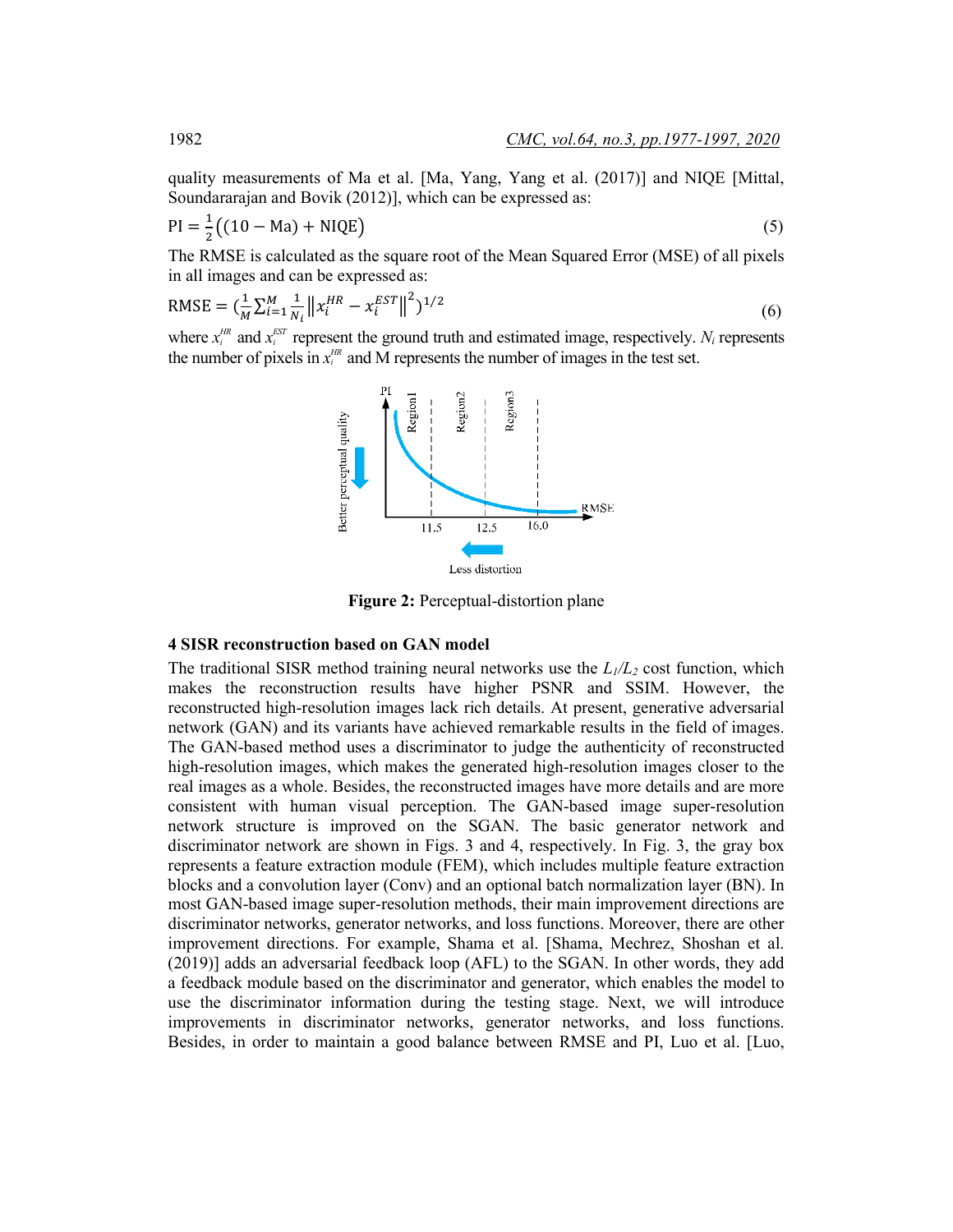quality measurements of Ma et al. [Ma, Yang, Yang et al. (2017)] and NIQE [Mittal, Soundararajan and Bovik (2012)], which can be expressed as:

$$\text{PI} = \frac{1}{2}\left((10 - \text{Ma}) + \text{NIQE}\right) \tag{5}$$

The RMSE is calculated as the square root of the Mean Squared Error (MSE) of all pixels in all images and can be expressed as:

$$\text{RMSE} = \left(\frac{1}{M}\sum_{i=1}^{M}\frac{1}{N_i}\left\|x_i^{HR} - x_i^{EST}\right\|^2\right)^{1/2} \tag{6}$$

where $x_i^{HR}$ and $x_i^{EST}$ represent the ground truth and estimated image, respectively. $N_i$ represents the number of pixels in $x_i^{HR}$ and M represents the number of images in the test set.

**Figure 2:** Perceptual-distortion plane

### 4 SISR reconstruction based on GAN model

The traditional SISR method training neural networks use the $L_1/L_2$ cost function, which makes the reconstruction results have higher PSNR and SSIM. However, the reconstructed high-resolution images lack rich details. At present, generative adversarial network (GAN) and its variants have achieved remarkable results in the field of images. The GAN-based method uses a discriminator to judge the authenticity of reconstructed high-resolution images, which makes the generated high-resolution images closer to the real images as a whole. Besides, the reconstructed images have more details and are more consistent with human visual perception. The GAN-based image super-resolution network structure is improved on the SGAN. The basic generator network and discriminator network are shown in Figs. 3 and 4, respectively. In Fig. 3, the gray box represents a feature extraction module (FEM), which includes multiple feature extraction blocks and a convolution layer (Conv) and an optional batch normalization layer (BN). In most GAN-based image super-resolution methods, their main improvement directions are discriminator networks, generator networks, and loss functions. Moreover, there are other improvement directions. For example, Shama et al. [Shama, Mechrez, Shoshan et al. (2019)] adds an adversarial feedback loop (AFL) to the SGAN. In other words, they add a feedback module based on the discriminator and generator, which enables the model to use the discriminator information during the testing stage. Next, we will introduce improvements in discriminator networks, generator networks, and loss functions. Besides, in order to maintain a good balance between RMSE and PI, Luo et al. [Luo,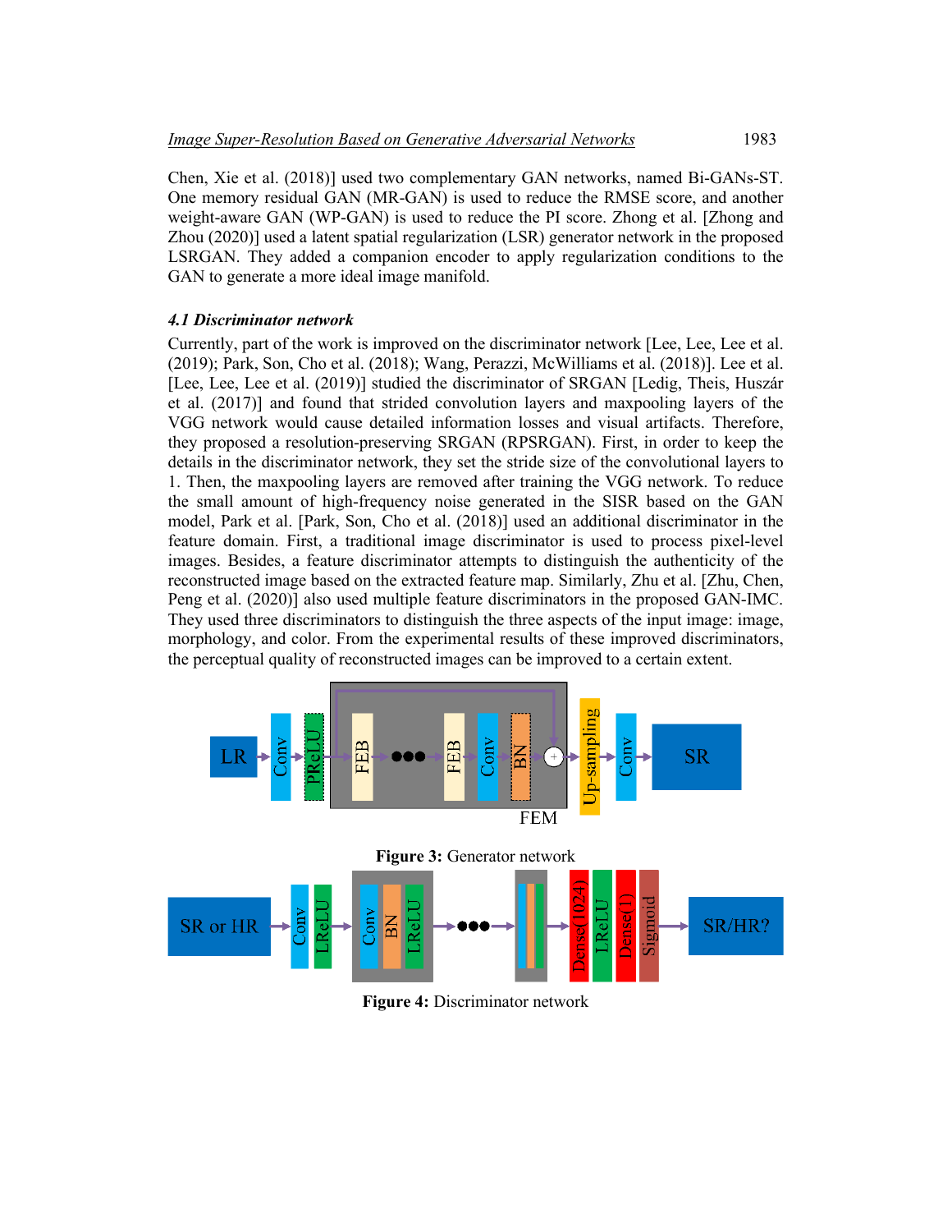Chen, Xie et al. (2018)] used two complementary GAN networks, named Bi-GANs-ST. One memory residual GAN (MR-GAN) is used to reduce the RMSE score, and another weight-aware GAN (WP-GAN) is used to reduce the PI score. Zhong et al. [Zhong and Zhou (2020)] used a latent spatial regularization (LSR) generator network in the proposed LSRGAN. They added a companion encoder to apply regularization conditions to the GAN to generate a more ideal image manifold.

### *4.1 Discriminator network*

Currently, part of the work is improved on the discriminator network [Lee, Lee, Lee et al. (2019); Park, Son, Cho et al. (2018); Wang, Perazzi, McWilliams et al. (2018)]. Lee et al. [Lee, Lee, Lee et al. (2019)] studied the discriminator of SRGAN [Ledig, Theis, Huszár et al. (2017)] and found that strided convolution layers and maxpooling layers of the VGG network would cause detailed information losses and visual artifacts. Therefore, they proposed a resolution-preserving SRGAN (RPSRGAN). First, in order to keep the details in the discriminator network, they set the stride size of the convolutional layers to 1. Then, the maxpooling layers are removed after training the VGG network. To reduce the small amount of high-frequency noise generated in the SISR based on the GAN model, Park et al. [Park, Son, Cho et al. (2018)] used an additional discriminator in the feature domain. First, a traditional image discriminator is used to process pixel-level images. Besides, a feature discriminator attempts to distinguish the authenticity of the reconstructed image based on the extracted feature map. Similarly, Zhu et al. [Zhu, Chen, Peng et al. (2020)] also used multiple feature discriminators in the proposed GAN-IMC. They used three discriminators to distinguish the three aspects of the input image: image, morphology, and color. From the experimental results of these improved discriminators, the perceptual quality of reconstructed images can be improved to a certain extent.

**Figure 3:** Generator network

**Figure 4:** Discriminator network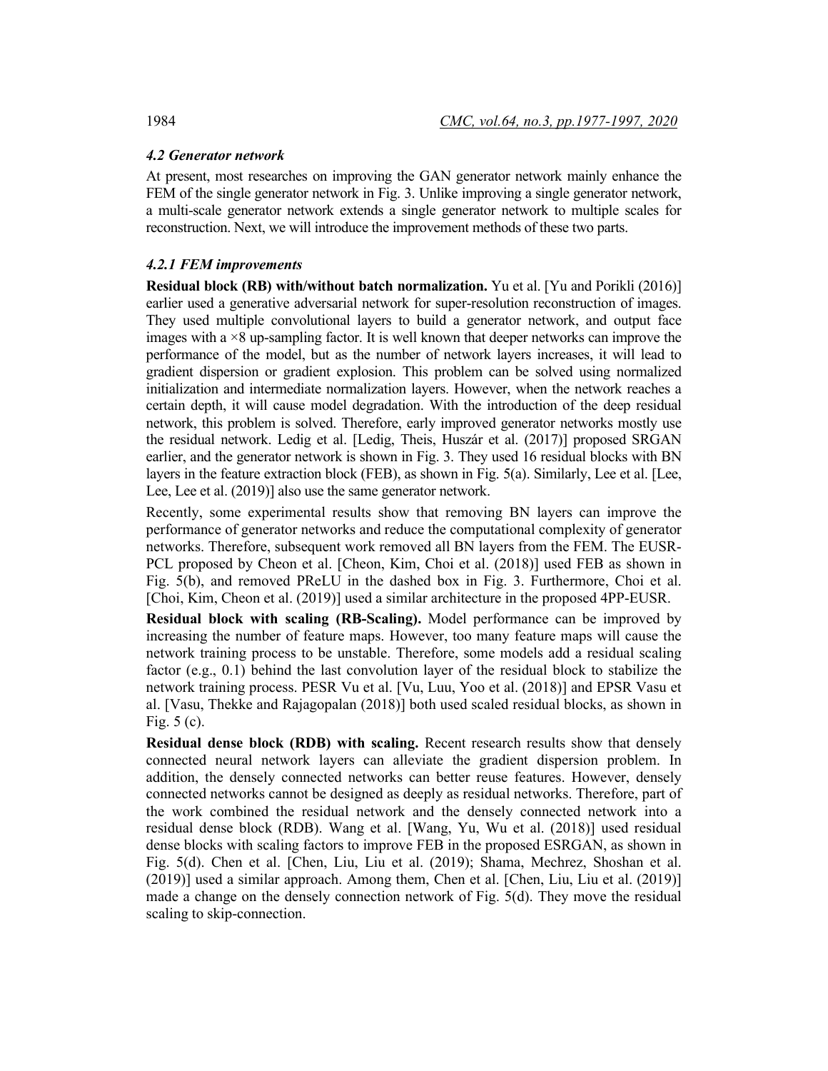### *4.2 Generator network*

At present, most researches on improving the GAN generator network mainly enhance the FEM of the single generator network in Fig. 3. Unlike improving a single generator network, a multi-scale generator network extends a single generator network to multiple scales for reconstruction. Next, we will introduce the improvement methods of these two parts.

#### *4.2.1 FEM improvements*

**Residual block (RB) with/without batch normalization.** Yu et al. [Yu and Porikli (2016)] earlier used a generative adversarial network for super-resolution reconstruction of images. They used multiple convolutional layers to build a generator network, and output face images with a $\times 8$ up-sampling factor. It is well known that deeper networks can improve the performance of the model, but as the number of network layers increases, it will lead to gradient dispersion or gradient explosion. This problem can be solved using normalized initialization and intermediate normalization layers. However, when the network reaches a certain depth, it will cause model degradation. With the introduction of the deep residual network, this problem is solved. Therefore, early improved generator networks mostly use the residual network. Ledig et al. [Ledig, Theis, Huszár et al. (2017)] proposed SRGAN earlier, and the generator network is shown in Fig. 3. They used 16 residual blocks with BN layers in the feature extraction block (FEB), as shown in Fig. 5(a). Similarly, Lee et al. [Lee, Lee, Lee et al. (2019)] also use the same generator network.

Recently, some experimental results show that removing BN layers can improve the performance of generator networks and reduce the computational complexity of generator networks. Therefore, subsequent work removed all BN layers from the FEM. The EUSR-PCL proposed by Cheon et al. [Cheon, Kim, Choi et al. (2018)] used FEB as shown in Fig. 5(b), and removed PReLU in the dashed box in Fig. 3. Furthermore, Choi et al. [Choi, Kim, Cheon et al. (2019)] used a similar architecture in the proposed 4PP-EUSR.

**Residual block with scaling (RB-Scaling).** Model performance can be improved by increasing the number of feature maps. However, too many feature maps will cause the network training process to be unstable. Therefore, some models add a residual scaling factor (e.g., 0.1) behind the last convolution layer of the residual block to stabilize the network training process. PESR Vu et al. [Vu, Luu, Yoo et al. (2018)] and EPSR Vasu et al. [Vasu, Thekke and Rajagopalan (2018)] both used scaled residual blocks, as shown in Fig. 5 (c).

**Residual dense block (RDB) with scaling.** Recent research results show that densely connected neural network layers can alleviate the gradient dispersion problem. In addition, the densely connected networks can better reuse features. However, densely connected networks cannot be designed as deeply as residual networks. Therefore, part of the work combined the residual network and the densely connected network into a residual dense block (RDB). Wang et al. [Wang, Yu, Wu et al. (2018)] used residual dense blocks with scaling factors to improve FEB in the proposed ESRGAN, as shown in Fig. 5(d). Chen et al. [Chen, Liu, Liu et al. (2019); Shama, Mechrez, Shoshan et al. (2019)] used a similar approach. Among them, Chen et al. [Chen, Liu, Liu et al. (2019)] made a change on the densely connection network of Fig. 5(d). They move the residual scaling to skip-connection.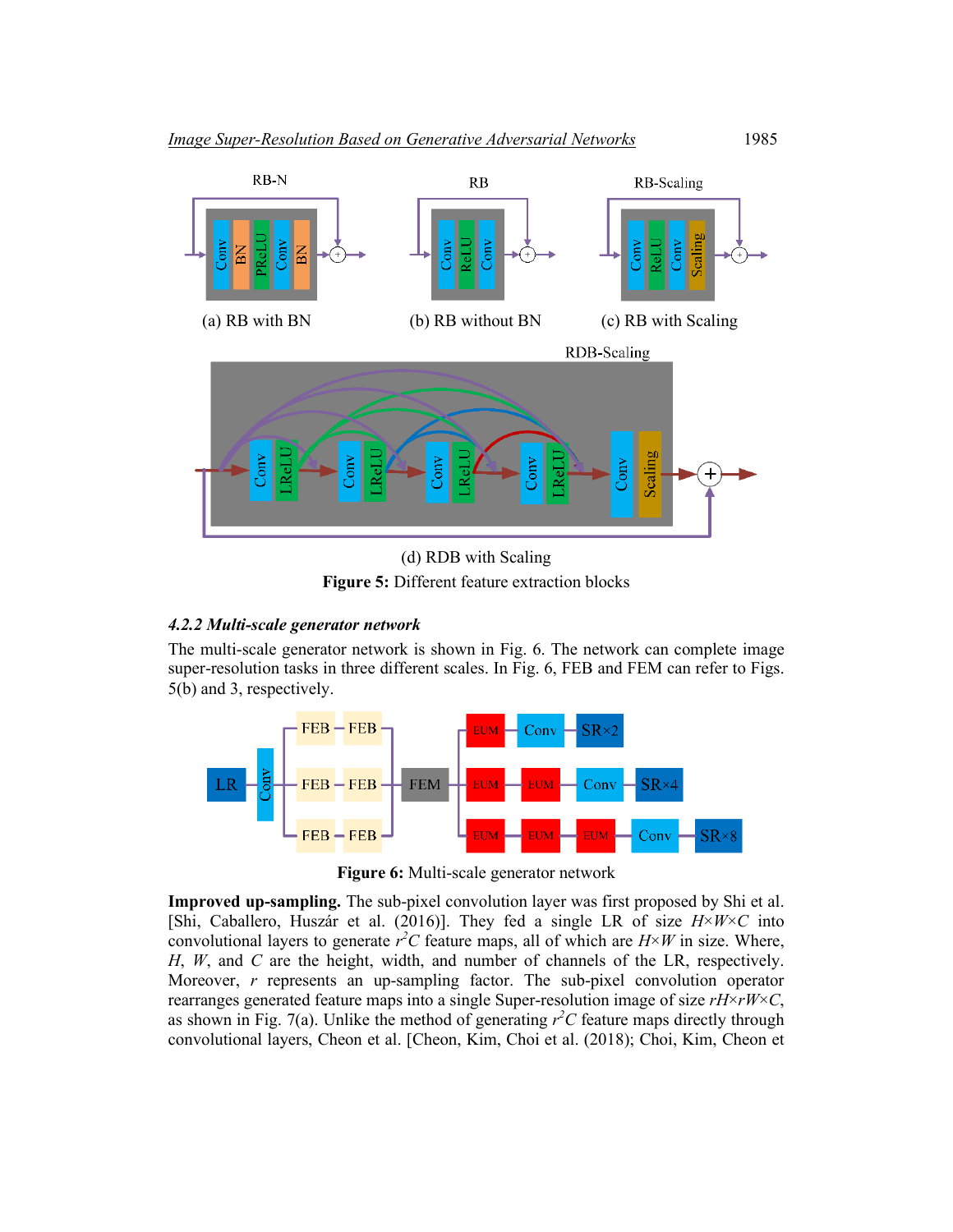Figure 5: Different feature extraction blocks

#### 4.2.2 Multi-scale generator network

The multi-scale generator network is shown in Fig. 6. The network can complete image super-resolution tasks in three different scales. In Fig. 6, FEB and FEM can refer to Figs. 5(b) and 3, respectively.

Figure 6: Multi-scale generator network

**Improved up-sampling.** The sub-pixel convolution layer was first proposed by Shi et al. [Shi, Caballero, Huszár et al. (2016)]. They fed a single LR of size $H \times W \times C$ into convolutional layers to generate $r^2C$ feature maps, all of which are $H \times W$ in size. Where, $H$, $W$, and $C$ are the height, width, and number of channels of the LR, respectively. Moreover, $r$ represents an up-sampling factor. The sub-pixel convolution operator rearranges generated feature maps into a single Super-resolution image of size $rH \times rW \times C$, as shown in Fig. 7(a). Unlike the method of generating $r^2C$ feature maps directly through convolutional layers, Cheon et al. [Cheon, Kim, Choi et al. (2018); Choi, Kim, Cheon et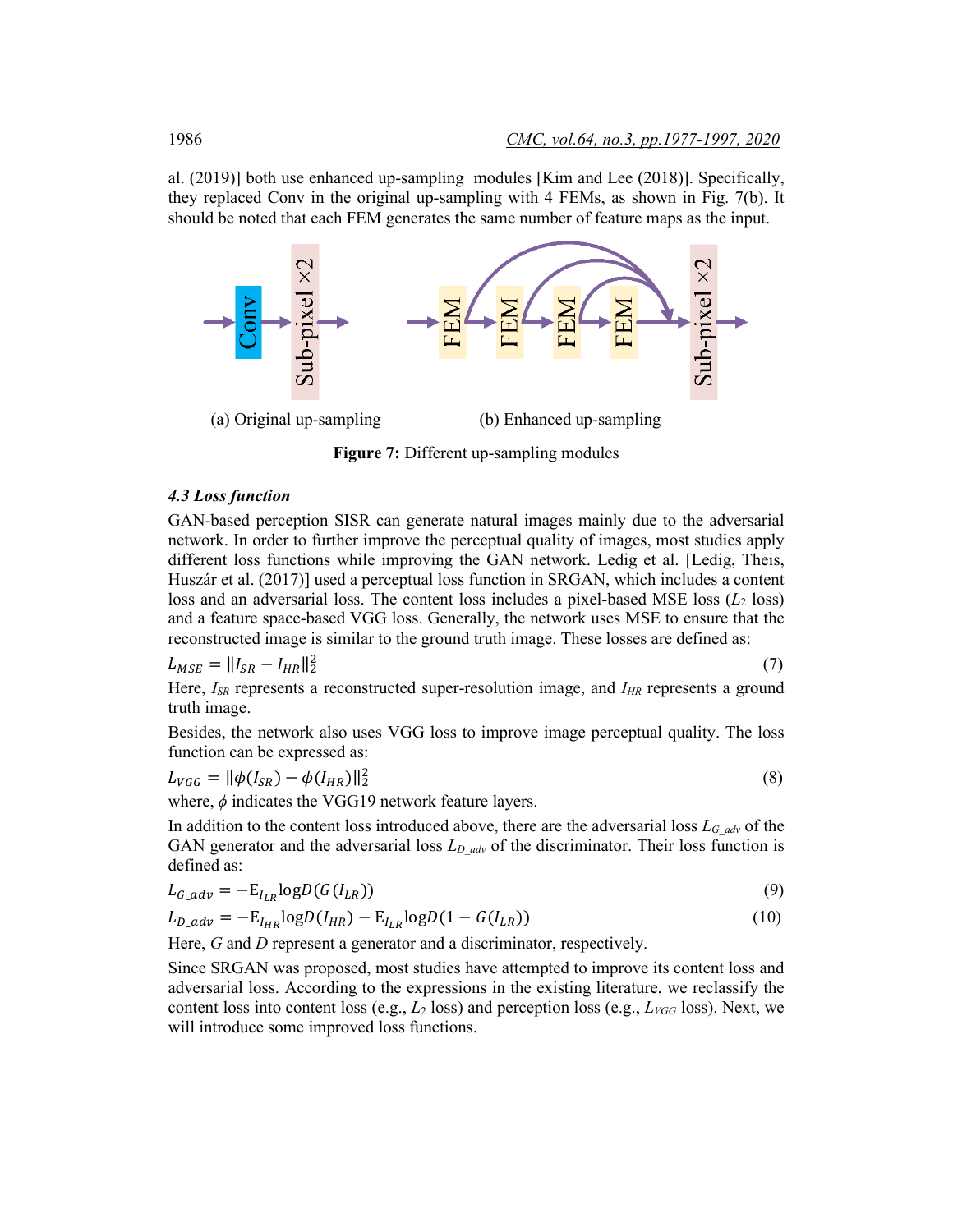al. (2019)] both use enhanced up-sampling modules [Kim and Lee (2018)]. Specifically, they replaced Conv in the original up-sampling with 4 FEMs, as shown in Fig. 7(b). It should be noted that each FEM generates the same number of feature maps as the input.

(a) Original up-sampling (b) Enhanced up-sampling

**Figure 7:** Different up-sampling modules

### *4.3 Loss function*

GAN-based perception SISR can generate natural images mainly due to the adversarial network. In order to further improve the perceptual quality of images, most studies apply different loss functions while improving the GAN network. Ledig et al. [Ledig, Theis, Huszár et al. (2017)] used a perceptual loss function in SRGAN, which includes a content loss and an adversarial loss. The content loss includes a pixel-based MSE loss ($L_2$ loss) and a feature space-based VGG loss. Generally, the network uses MSE to ensure that the reconstructed image is similar to the ground truth image. These losses are defined as:

$$L_{MSE} = \|I_{SR} - I_{HR}\|_2^2 \tag{7}$$

Here, $I_{SR}$ represents a reconstructed super-resolution image, and $I_{HR}$ represents a ground truth image.

Besides, the network also uses VGG loss to improve image perceptual quality. The loss function can be expressed as:

$$L_{VGG} = \|\phi(I_{SR}) - \phi(I_{HR})\|_2^2 \tag{8}$$

where, $\phi$ indicates the VGG19 network feature layers.

In addition to the content loss introduced above, there are the adversarial loss $L_{G\_adv}$ of the GAN generator and the adversarial loss $L_{D\_adv}$ of the discriminator. Their loss function is defined as:

$$L_{G\_adv} = -\mathrm{E}_{I_{LR}} \log D(G(I_{LR})) \tag{9}$$

$$L_{D\_adv} = -\mathrm{E}_{I_{HR}} \log D(I_{HR}) - \mathrm{E}_{I_{LR}} \log D(1 - G(I_{LR})) \tag{10}$$

Here, $G$ and $D$ represent a generator and a discriminator, respectively.

Since SRGAN was proposed, most studies have attempted to improve its content loss and adversarial loss. According to the expressions in the existing literature, we reclassify the content loss into content loss (e.g., $L_2$ loss) and perception loss (e.g., $L_{VGG}$ loss). Next, we will introduce some improved loss functions.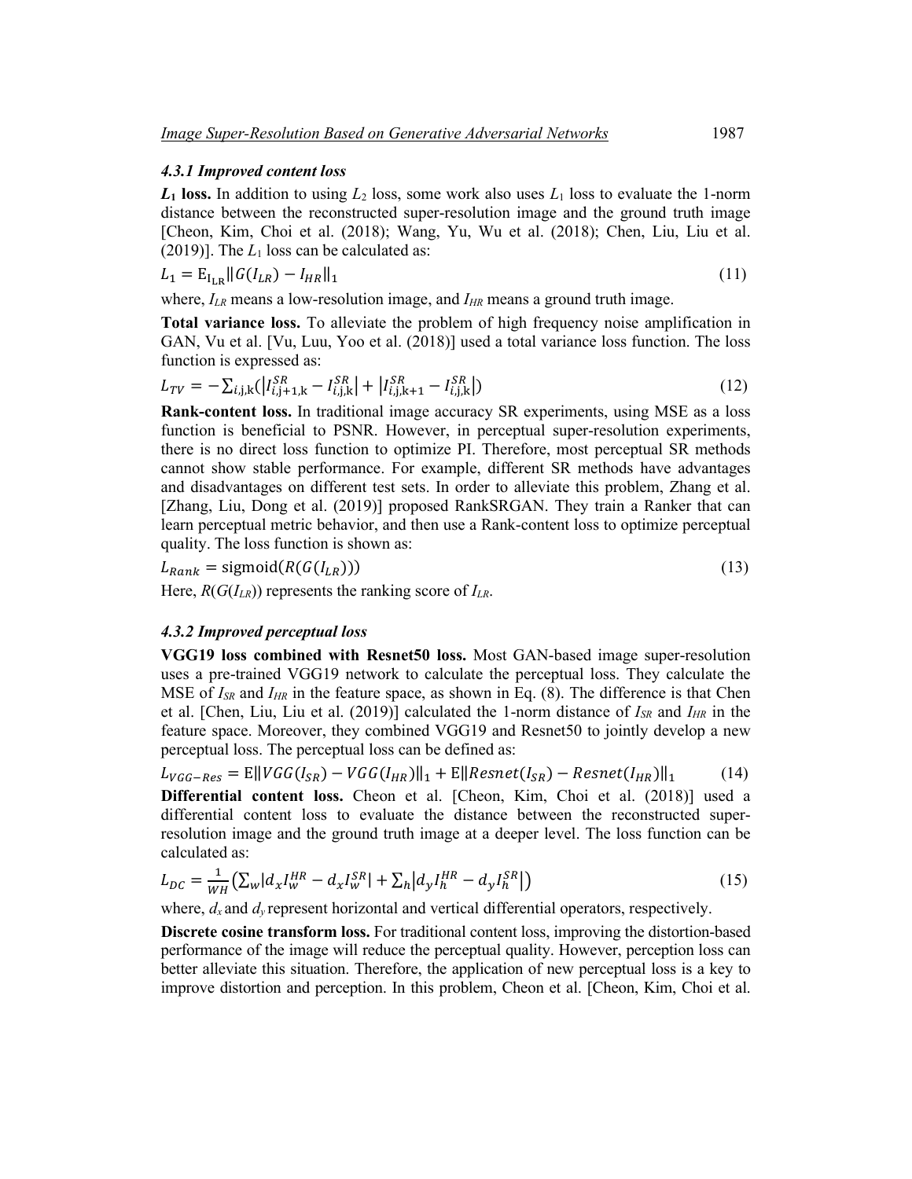#### 4.3.1 Improved content loss

**$L_1$ loss.** In addition to using $L_2$ loss, some work also uses $L_1$ loss to evaluate the 1-norm distance between the reconstructed super-resolution image and the ground truth image [Cheon, Kim, Choi et al. (2018); Wang, Yu, Wu et al. (2018); Chen, Liu, Liu et al. (2019)]. The $L_1$ loss can be calculated as:

$$L_1 = \mathrm{E}_{I_{LR}} \| G(I_{LR}) - I_{HR} \|_1 \tag{11}$$

where, $I_{LR}$ means a low-resolution image, and $I_{HR}$ means a ground truth image.

**Total variance loss.** To alleviate the problem of high frequency noise amplification in GAN, Vu et al. [Vu, Luu, Yoo et al. (2018)] used a total variance loss function. The loss function is expressed as:

$$L_{TV} = -\sum_{i,j,k} \left( \left| I_{i,j+1,k}^{SR} - I_{i,j,k}^{SR} \right| + \left| I_{i,j,k+1}^{SR} - I_{i,j,k}^{SR} \right| \right) \tag{12}$$

**Rank-content loss.** In traditional image accuracy SR experiments, using MSE as a loss function is beneficial to PSNR. However, in perceptual super-resolution experiments, there is no direct loss function to optimize PI. Therefore, most perceptual SR methods cannot show stable performance. For example, different SR methods have advantages and disadvantages on different test sets. In order to alleviate this problem, Zhang et al. [Zhang, Liu, Dong et al. (2019)] proposed RankSRGAN. They train a Ranker that can learn perceptual metric behavior, and then use a Rank-content loss to optimize perceptual quality. The loss function is shown as:

$$L_{Rank} = \mathrm{sigmoid}(R(G(I_{LR}))) \tag{13}$$

Here, $R(G(I_{LR}))$ represents the ranking score of $I_{LR}$.

#### 4.3.2 Improved perceptual loss

**VGG19 loss combined with Resnet50 loss.** Most GAN-based image super-resolution uses a pre-trained VGG19 network to calculate the perceptual loss. They calculate the MSE of $I_{SR}$ and $I_{HR}$ in the feature space, as shown in Eq. (8). The difference is that Chen et al. [Chen, Liu, Liu et al. (2019)] calculated the 1-norm distance of $I_{SR}$ and $I_{HR}$ in the feature space. Moreover, they combined VGG19 and Resnet50 to jointly develop a new perceptual loss. The perceptual loss can be defined as:

$$L_{VGG-Res} = \mathrm{E} \| VGG(I_{SR}) - VGG(I_{HR}) \|_1 + \mathrm{E} \| Resnet(I_{SR}) - Resnet(I_{HR}) \|_1 \tag{14}$$

**Differential content loss.** Cheon et al. [Cheon, Kim, Choi et al. (2018)] used a differential content loss to evaluate the distance between the reconstructed super-resolution image and the ground truth image at a deeper level. The loss function can be calculated as:

$$L_{DC} = \frac{1}{WH} \left( \sum_w \left| d_x I_w^{HR} - d_x I_w^{SR} \right| + \sum_h \left| d_y I_h^{HR} - d_y I_h^{SR} \right| \right) \tag{15}$$

where, $d_x$ and $d_y$ represent horizontal and vertical differential operators, respectively.

**Discrete cosine transform loss.** For traditional content loss, improving the distortion-based performance of the image will reduce the perceptual quality. However, perception loss can better alleviate this situation. Therefore, the application of new perceptual loss is a key to improve distortion and perception. In this problem, Cheon et al. [Cheon, Kim, Choi et al.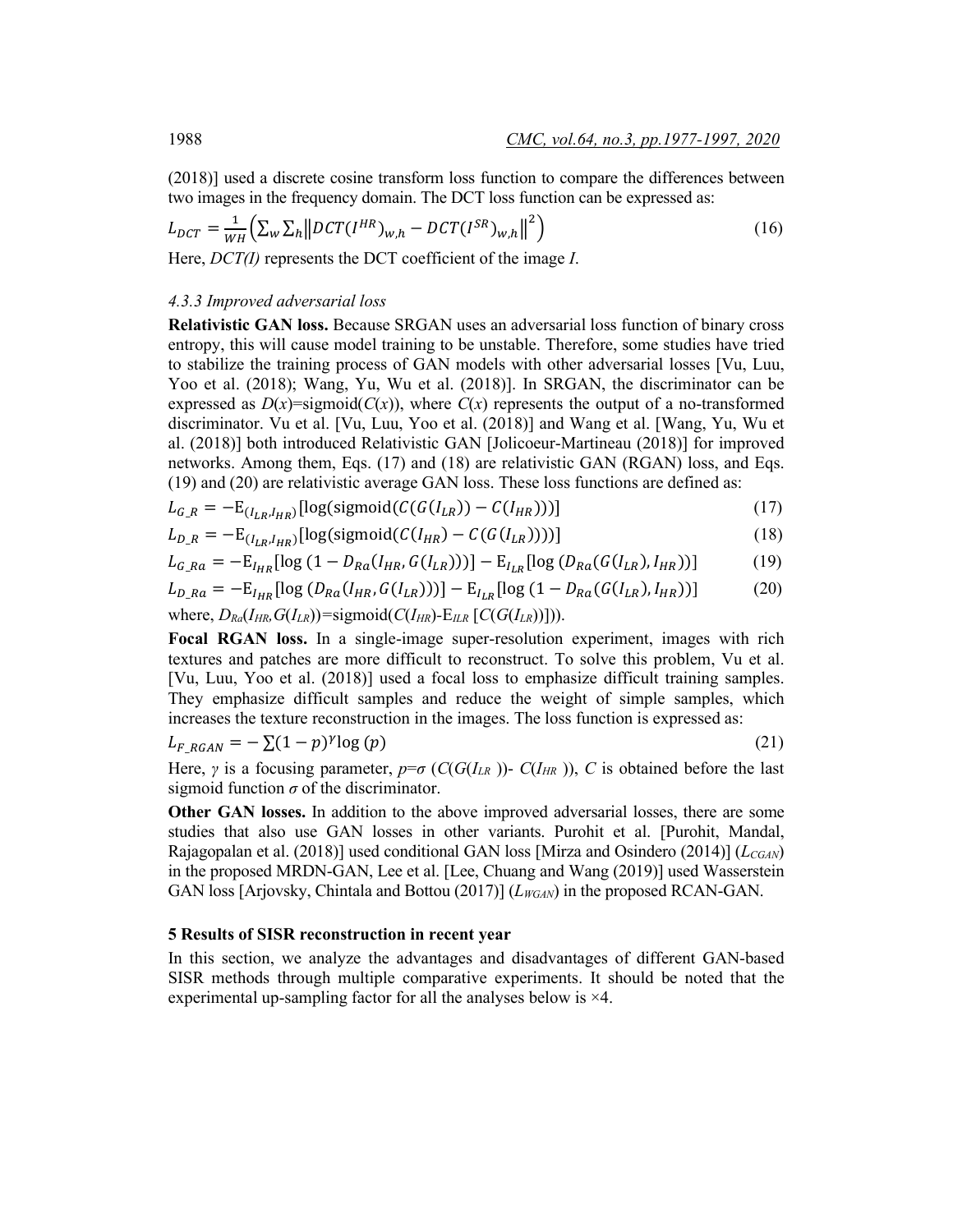(2018)] used a discrete cosine transform loss function to compare the differences between two images in the frequency domain. The DCT loss function can be expressed as:

$$L_{DCT} = \frac{1}{WH}\left(\sum_w \sum_h \left\| DCT(I^{HR})_{w,h} - DCT(I^{SR})_{w,h} \right\|^2\right) \tag{16}$$

Here, *DCT(I)* represents the DCT coefficient of the image *I*.

#### *4.3.3 Improved adversarial loss*

**Relativistic GAN loss.** Because SRGAN uses an adversarial loss function of binary cross entropy, this will cause model training to be unstable. Therefore, some studies have tried to stabilize the training process of GAN models with other adversarial losses [Vu, Luu, Yoo et al. (2018); Wang, Yu, Wu et al. (2018)]. In SRGAN, the discriminator can be expressed as $D(x)$=sigmoid($C(x)$), where $C(x)$ represents the output of a no-transformed discriminator. Vu et al. [Vu, Luu, Yoo et al. (2018)] and Wang et al. [Wang, Yu, Wu et al. (2018)] both introduced Relativistic GAN [Jolicoeur-Martineau (2018)] for improved networks. Among them, Eqs. (17) and (18) are relativistic GAN (RGAN) loss, and Eqs. (19) and (20) are relativistic average GAN loss. These loss functions are defined as:

$$L_{G\_R} = -\mathrm{E}_{(I_{LR}, I_{HR})}[\log(\mathrm{sigmoid}(C(G(I_{LR})) - C(I_{HR})))] \tag{17}$$

$$L_{D\_R} = -\mathrm{E}_{(I_{LR}, I_{HR})}[\log(\mathrm{sigmoid}(C(I_{HR}) - C(G(I_{LR}))))] \tag{18}$$

$$L_{G\_Ra} = -\mathrm{E}_{I_{HR}}[\log(1 - D_{Ra}(I_{HR}, G(I_{LR})))] - \mathrm{E}_{I_{LR}}[\log(D_{Ra}(G(I_{LR}), I_{HR}))] \tag{19}$$

$$L_{D\_Ra} = -\mathrm{E}_{I_{HR}}[\log(D_{Ra}(I_{HR}, G(I_{LR})))] - \mathrm{E}_{I_{LR}}[\log(1 - D_{Ra}(G(I_{LR}), I_{HR}))] \tag{20}$$

where, $D_{Ra}(I_{HR}, G(I_{LR}))$=sigmoid($C(I_{HR})$-$\mathrm{E}_{ILR}$ $[C(G(I_{LR}))]$)).

**Focal RGAN loss.** In a single-image super-resolution experiment, images with rich textures and patches are more difficult to reconstruct. To solve this problem, Vu et al. [Vu, Luu, Yoo et al. (2018)] used a focal loss to emphasize difficult training samples. They emphasize difficult samples and reduce the weight of simple samples, which increases the texture reconstruction in the images. The loss function is expressed as:

$$L_{F\_RGAN} = -\sum(1-p)^{\gamma}\log(p) \tag{21}$$

Here, $\gamma$ is a focusing parameter, $p$=$\sigma$ ($C(G(I_{LR}))$- $C(I_{HR})$), $C$ is obtained before the last sigmoid function $\sigma$ of the discriminator.

**Other GAN losses.** In addition to the above improved adversarial losses, there are some studies that also use GAN losses in other variants. Purohit et al. [Purohit, Mandal, Rajagopalan et al. (2018)] used conditional GAN loss [Mirza and Osindero (2014)] ($L_{CGAN}$) in the proposed MRDN-GAN, Lee et al. [Lee, Chuang and Wang (2019)] used Wasserstein GAN loss [Arjovsky, Chintala and Bottou (2017)] ($L_{WGAN}$) in the proposed RCAN-GAN.

## 5 Results of SISR reconstruction in recent year

In this section, we analyze the advantages and disadvantages of different GAN-based SISR methods through multiple comparative experiments. It should be noted that the experimental up-sampling factor for all the analyses below is ×4.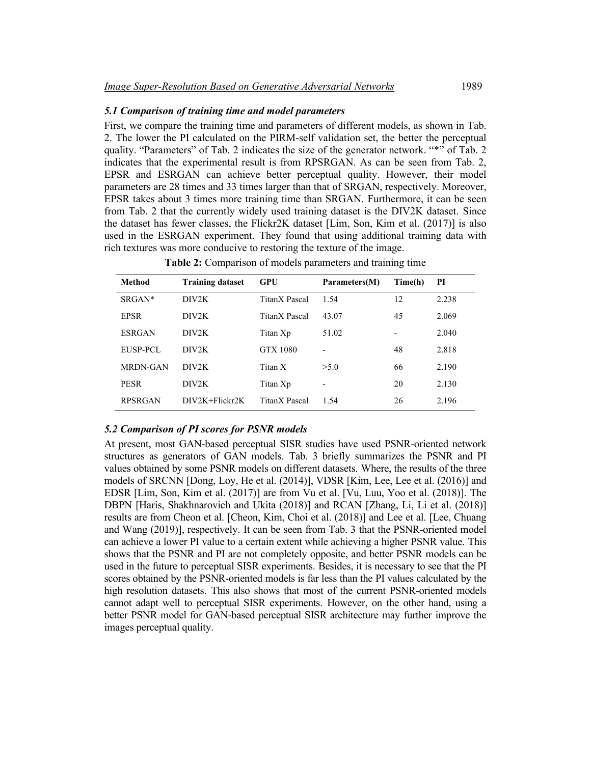### *5.1 Comparison of training time and model parameters*

First, we compare the training time and parameters of different models, as shown in Tab. 2. The lower the PI calculated on the PIRM-self validation set, the better the perceptual quality. "Parameters" of Tab. 2 indicates the size of the generator network. "*" of Tab. 2 indicates that the experimental result is from RPSRGAN. As can be seen from Tab. 2, EPSR and ESRGAN can achieve better perceptual quality. However, their model parameters are 28 times and 33 times larger than that of SRGAN, respectively. Moreover, EPSR takes about 3 times more training time than SRGAN. Furthermore, it can be seen from Tab. 2 that the currently widely used training dataset is the DIV2K dataset. Since the dataset has fewer classes, the Flickr2K dataset [Lim, Son, Kim et al. (2017)] is also used in the ESRGAN experiment. They found that using additional training data with rich textures was more conducive to restoring the texture of the image.

**Table 2:** Comparison of models parameters and training time

| Method | Training dataset | GPU | Parameters(M) | Time(h) | PI |
|---|---|---|---|---|---|
| SRGAN* | DIV2K | TitanX Pascal | 1.54 | 12 | 2.238 |
| EPSR | DIV2K | TitanX Pascal | 43.07 | 45 | 2.069 |
| ESRGAN | DIV2K | Titan Xp | 51.02 | - | 2.040 |
| EUSP-PCL | DIV2K | GTX 1080 | - | 48 | 2.818 |
| MRDN-GAN | DIV2K | Titan X | >5.0 | 66 | 2.190 |
| PESR | DIV2K | Titan Xp | - | 20 | 2.130 |
| RPSRGAN | DIV2K+Flickr2K | TitanX Pascal | 1.54 | 26 | 2.196 |

### *5.2 Comparison of PI scores for PSNR models*

At present, most GAN-based perceptual SISR studies have used PSNR-oriented network structures as generators of GAN models. Tab. 3 briefly summarizes the PSNR and PI values obtained by some PSNR models on different datasets. Where, the results of the three models of SRCNN [Dong, Loy, He et al. (2014)], VDSR [Kim, Lee, Lee et al. (2016)] and EDSR [Lim, Son, Kim et al. (2017)] are from Vu et al. [Vu, Luu, Yoo et al. (2018)]. The DBPN [Haris, Shakhnarovich and Ukita (2018)] and RCAN [Zhang, Li, Li et al. (2018)] results are from Cheon et al. [Cheon, Kim, Choi et al. (2018)] and Lee et al. [Lee, Chuang and Wang (2019)], respectively. It can be seen from Tab. 3 that the PSNR-oriented model can achieve a lower PI value to a certain extent while achieving a higher PSNR value. This shows that the PSNR and PI are not completely opposite, and better PSNR models can be used in the future to perceptual SISR experiments. Besides, it is necessary to see that the PI scores obtained by the PSNR-oriented models is far less than the PI values calculated by the high resolution datasets. This also shows that most of the current PSNR-oriented models cannot adapt well to perceptual SISR experiments. However, on the other hand, using a better PSNR model for GAN-based perceptual SISR architecture may further improve the images perceptual quality.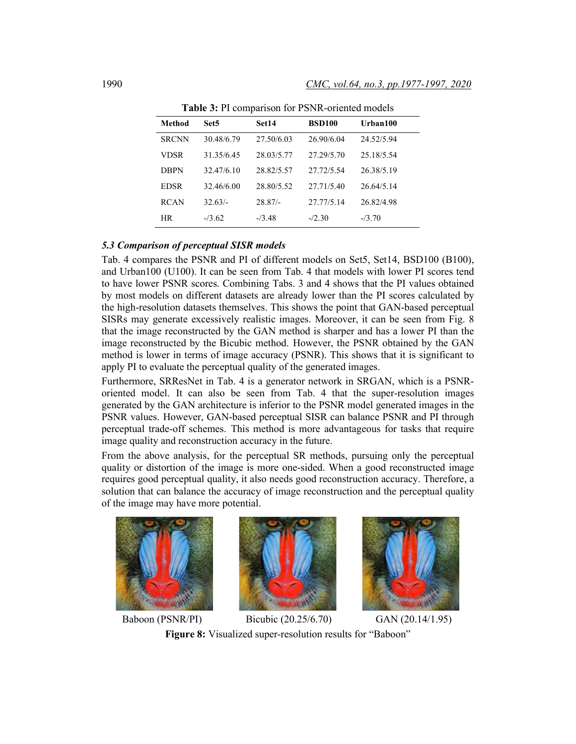**Table 3:** PI comparison for PSNR-oriented models

| Method | Set5 | Set14 | BSD100 | Urban100 |
|---|---|---|---|---|
| SRCNN | 30.48/6.79 | 27.50/6.03 | 26.90/6.04 | 24.52/5.94 |
| VDSR | 31.35/6.45 | 28.03/5.77 | 27.29/5.70 | 25.18/5.54 |
| DBPN | 32.47/6.10 | 28.82/5.57 | 27.72/5.54 | 26.38/5.19 |
| EDSR | 32.46/6.00 | 28.80/5.52 | 27.71/5.40 | 26.64/5.14 |
| RCAN | 32.63/- | 28.87/- | 27.77/5.14 | 26.82/4.98 |
| HR | -/3.62 | -/3.48 | -/2.30 | -/3.70 |

### *5.3 Comparison of perceptual SISR models*

Tab. 4 compares the PSNR and PI of different models on Set5, Set14, BSD100 (B100), and Urban100 (U100). It can be seen from Tab. 4 that models with lower PI scores tend to have lower PSNR scores. Combining Tabs. 3 and 4 shows that the PI values obtained by most models on different datasets are already lower than the PI scores calculated by the high-resolution datasets themselves. This shows the point that GAN-based perceptual SISRs may generate excessively realistic images. Moreover, it can be seen from Fig. 8 that the image reconstructed by the GAN method is sharper and has a lower PI than the image reconstructed by the Bicubic method. However, the PSNR obtained by the GAN method is lower in terms of image accuracy (PSNR). This shows that it is significant to apply PI to evaluate the perceptual quality of the generated images.

Furthermore, SRResNet in Tab. 4 is a generator network in SRGAN, which is a PSNR-oriented model. It can also be seen from Tab. 4 that the super-resolution images generated by the GAN architecture is inferior to the PSNR model generated images in the PSNR values. However, GAN-based perceptual SISR can balance PSNR and PI through perceptual trade-off schemes. This method is more advantageous for tasks that require image quality and reconstruction accuracy in the future.

From the above analysis, for the perceptual SR methods, pursuing only the perceptual quality or distortion of the image is more one-sided. When a good reconstructed image requires good perceptual quality, it also needs good reconstruction accuracy. Therefore, a solution that can balance the accuracy of image reconstruction and the perceptual quality of the image may have more potential.

Baboon (PSNR/PI) Bicubic (20.25/6.70) GAN (20.14/1.95)

**Figure 8:** Visualized super-resolution results for "Baboon"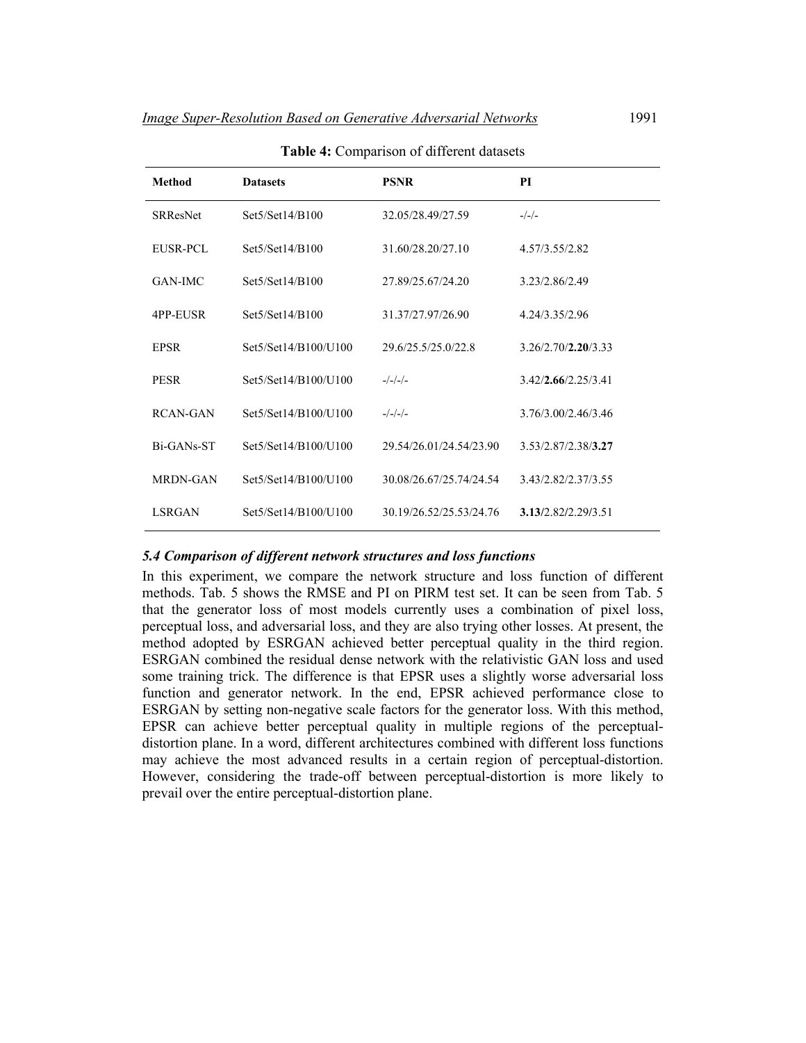**Table 4:** Comparison of different datasets

| Method | Datasets | PSNR | PI |
|---|---|---|---|
| SRResNet | Set5/Set14/B100 | 32.05/28.49/27.59 | -/-/- |
| EUSR-PCL | Set5/Set14/B100 | 31.60/28.20/27.10 | 4.57/3.55/2.82 |
| GAN-IMC | Set5/Set14/B100 | 27.89/25.67/24.20 | 3.23/2.86/2.49 |
| 4PP-EUSR | Set5/Set14/B100 | 31.37/27.97/26.90 | 4.24/3.35/2.96 |
| EPSR | Set5/Set14/B100/U100 | 29.6/25.5/25.0/22.8 | 3.26/2.70/**2.20**/3.33 |
| PESR | Set5/Set14/B100/U100 | -/-/-/- | 3.42/**2.66**/2.25/3.41 |
| RCAN-GAN | Set5/Set14/B100/U100 | -/-/-/- | 3.76/3.00/2.46/3.46 |
| Bi-GANs-ST | Set5/Set14/B100/U100 | 29.54/26.01/24.54/23.90 | 3.53/2.87/2.38/**3.27** |
| MRDN-GAN | Set5/Set14/B100/U100 | 30.08/26.67/25.74/24.54 | 3.43/2.82/2.37/3.55 |
| LSRGAN | Set5/Set14/B100/U100 | 30.19/26.52/25.53/24.76 | **3.13**/2.82/2.29/3.51 |

### *5.4 Comparison of different network structures and loss functions*

In this experiment, we compare the network structure and loss function of different methods. Tab. 5 shows the RMSE and PI on PIRM test set. It can be seen from Tab. 5 that the generator loss of most models currently uses a combination of pixel loss, perceptual loss, and adversarial loss, and they are also trying other losses. At present, the method adopted by ESRGAN achieved better perceptual quality in the third region. ESRGAN combined the residual dense network with the relativistic GAN loss and used some training trick. The difference is that EPSR uses a slightly worse adversarial loss function and generator network. In the end, EPSR achieved performance close to ESRGAN by setting non-negative scale factors for the generator loss. With this method, EPSR can achieve better perceptual quality in multiple regions of the perceptual-distortion plane. In a word, different architectures combined with different loss functions may achieve the most advanced results in a certain region of perceptual-distortion. However, considering the trade-off between perceptual-distortion is more likely to prevail over the entire perceptual-distortion plane.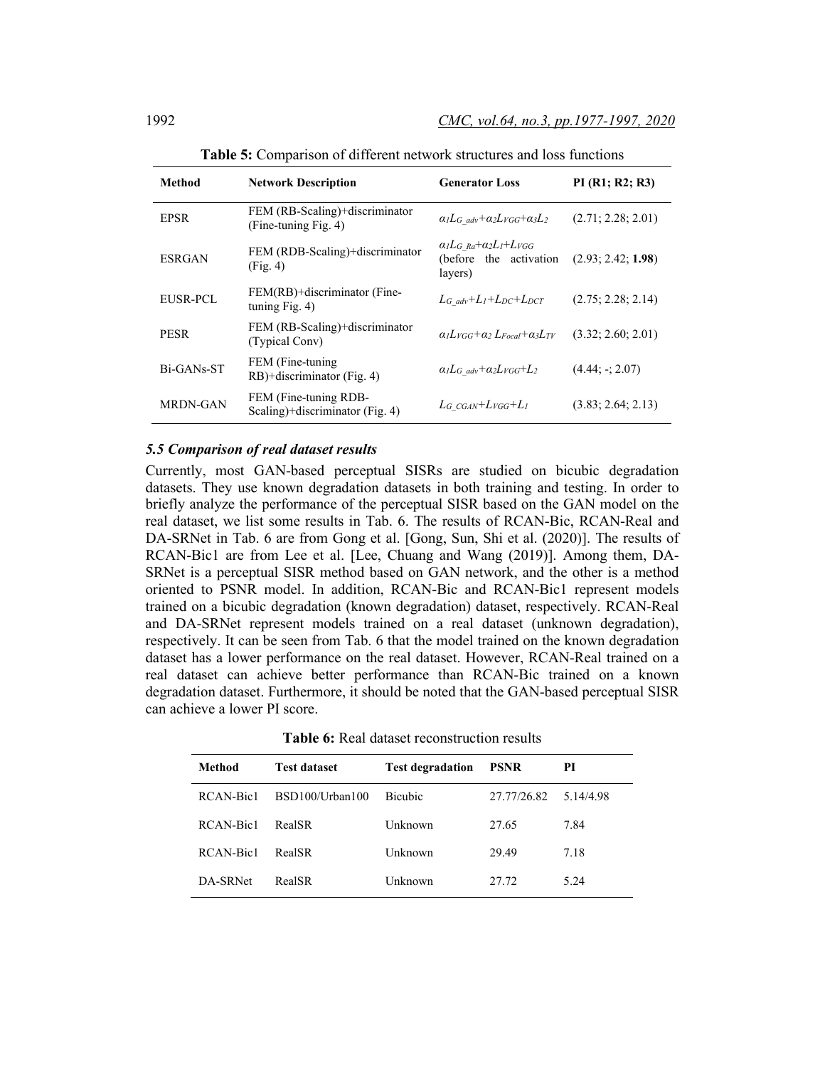**Table 5:** Comparison of different network structures and loss functions

| Method | Network Description | Generator Loss | PI (R1; R2; R3) |
|---|---|---|---|
| EPSR | FEM (RB-Scaling)+discriminator (Fine-tuning Fig. 4) | $\alpha_1 L_{G\_adv}+\alpha_2 L_{VGG}+\alpha_3 L_2$ | (2.71; 2.28; 2.01) |
| ESRGAN | FEM (RDB-Scaling)+discriminator (Fig. 4) | $\alpha_1 L_{G\_Ra}+\alpha_2 L_1+L_{VGG}$ (before the activation layers) | (2.93; 2.42; **1.98**) |
| EUSR-PCL | FEM(RB)+discriminator (Fine-tuning Fig. 4) | $L_{G\_adv}+L_1+L_{DC}+L_{DCT}$ | (2.75; 2.28; 2.14) |
| PESR | FEM (RB-Scaling)+discriminator (Typical Conv) | $\alpha_1 L_{VGG}+\alpha_2 L_{Focal}+\alpha_3 L_{TV}$ | (3.32; 2.60; 2.01) |
| Bi-GANs-ST | FEM (Fine-tuning RB)+discriminator (Fig. 4) | $\alpha_1 L_{G\_adv}+\alpha_2 L_{VGG}+L_2$ | (4.44; -; 2.07) |
| MRDN-GAN | FEM (Fine-tuning RDB-Scaling)+discriminator (Fig. 4) | $L_{G\_CGAN}+L_{VGG}+L_1$ | (3.83; 2.64; 2.13) |

### *5.5 Comparison of real dataset results*

Currently, most GAN-based perceptual SISRs are studied on bicubic degradation datasets. They use known degradation datasets in both training and testing. In order to briefly analyze the performance of the perceptual SISR based on the GAN model on the real dataset, we list some results in Tab. 6. The results of RCAN-Bic, RCAN-Real and DA-SRNet in Tab. 6 are from Gong et al. [Gong, Sun, Shi et al. (2020)]. The results of RCAN-Bic1 are from Lee et al. [Lee, Chuang and Wang (2019)]. Among them, DA-SRNet is a perceptual SISR method based on GAN network, and the other is a method oriented to PSNR model. In addition, RCAN-Bic and RCAN-Bic1 represent models trained on a bicubic degradation (known degradation) dataset, respectively. RCAN-Real and DA-SRNet represent models trained on a real dataset (unknown degradation), respectively. It can be seen from Tab. 6 that the model trained on the known degradation dataset has a lower performance on the real dataset. However, RCAN-Real trained on a real dataset can achieve better performance than RCAN-Bic trained on a known degradation dataset. Furthermore, it should be noted that the GAN-based perceptual SISR can achieve a lower PI score.

**Table 6:** Real dataset reconstruction results

| Method | Test dataset | Test degradation | PSNR | PI |
|---|---|---|---|---|
| RCAN-Bic1 | BSD100/Urban100 | Bicubic | 27.77/26.82 | 5.14/4.98 |
| RCAN-Bic1 | RealSR | Unknown | 27.65 | 7.84 |
| RCAN-Bic1 | RealSR | Unknown | 29.49 | 7.18 |
| DA-SRNet | RealSR | Unknown | 27.72 | 5.24 |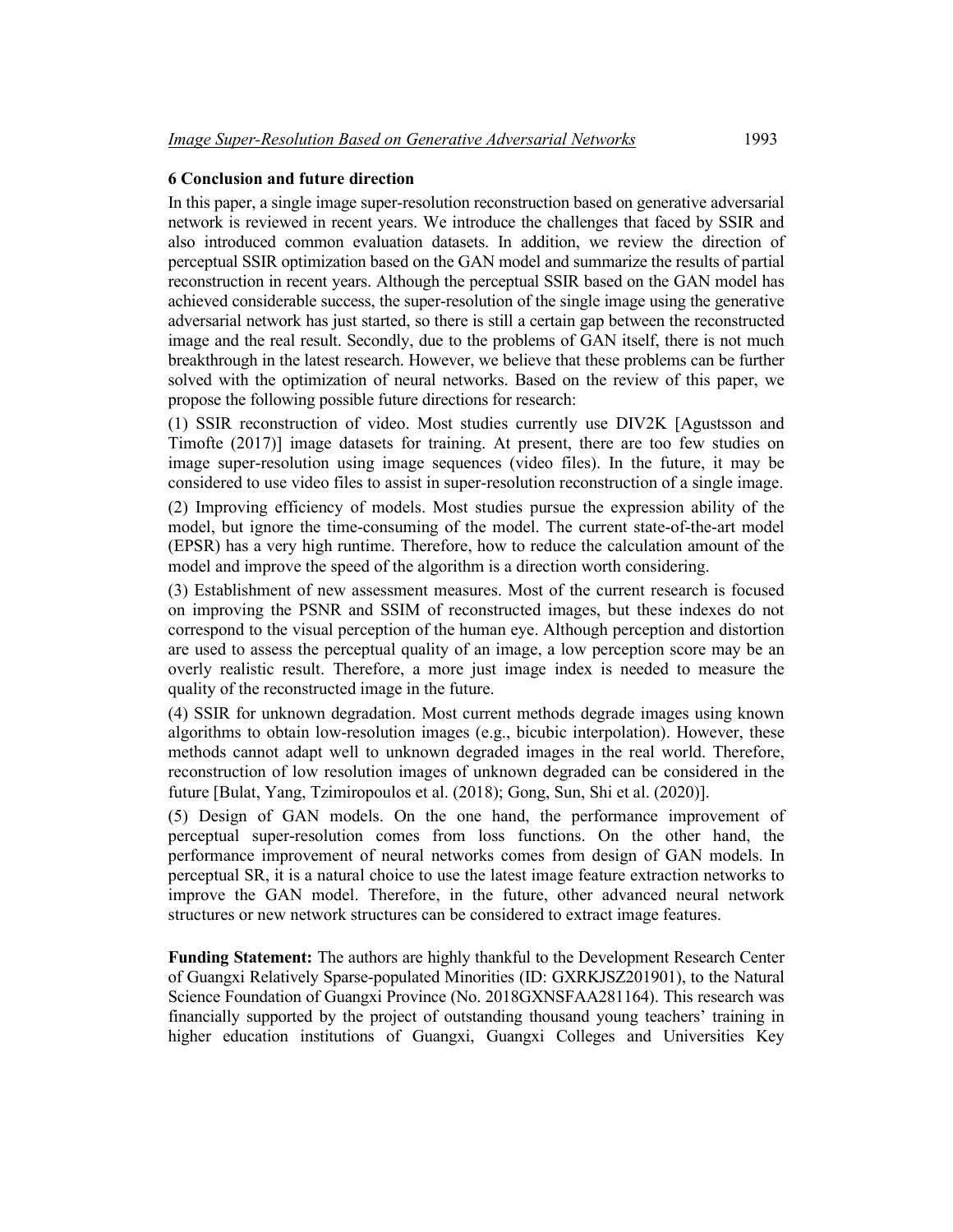## 6 Conclusion and future direction

In this paper, a single image super-resolution reconstruction based on generative adversarial network is reviewed in recent years. We introduce the challenges that faced by SSIR and also introduced common evaluation datasets. In addition, we review the direction of perceptual SSIR optimization based on the GAN model and summarize the results of partial reconstruction in recent years. Although the perceptual SSIR based on the GAN model has achieved considerable success, the super-resolution of the single image using the generative adversarial network has just started, so there is still a certain gap between the reconstructed image and the real result. Secondly, due to the problems of GAN itself, there is not much breakthrough in the latest research. However, we believe that these problems can be further solved with the optimization of neural networks. Based on the review of this paper, we propose the following possible future directions for research:

(1) SSIR reconstruction of video. Most studies currently use DIV2K [Agustsson and Timofte (2017)] image datasets for training. At present, there are too few studies on image super-resolution using image sequences (video files). In the future, it may be considered to use video files to assist in super-resolution reconstruction of a single image.

(2) Improving efficiency of models. Most studies pursue the expression ability of the model, but ignore the time-consuming of the model. The current state-of-the-art model (EPSR) has a very high runtime. Therefore, how to reduce the calculation amount of the model and improve the speed of the algorithm is a direction worth considering.

(3) Establishment of new assessment measures. Most of the current research is focused on improving the PSNR and SSIM of reconstructed images, but these indexes do not correspond to the visual perception of the human eye. Although perception and distortion are used to assess the perceptual quality of an image, a low perception score may be an overly realistic result. Therefore, a more just image index is needed to measure the quality of the reconstructed image in the future.

(4) SSIR for unknown degradation. Most current methods degrade images using known algorithms to obtain low-resolution images (e.g., bicubic interpolation). However, these methods cannot adapt well to unknown degraded images in the real world. Therefore, reconstruction of low resolution images of unknown degraded can be considered in the future [Bulat, Yang, Tzimiropoulos et al. (2018); Gong, Sun, Shi et al. (2020)].

(5) Design of GAN models. On the one hand, the performance improvement of perceptual super-resolution comes from loss functions. On the other hand, the performance improvement of neural networks comes from design of GAN models. In perceptual SR, it is a natural choice to use the latest image feature extraction networks to improve the GAN model. Therefore, in the future, other advanced neural network structures or new network structures can be considered to extract image features.

**Funding Statement:** The authors are highly thankful to the Development Research Center of Guangxi Relatively Sparse-populated Minorities (ID: GXRKJSZ201901), to the Natural Science Foundation of Guangxi Province (No. 2018GXNSFAA281164). This research was financially supported by the project of outstanding thousand young teachers' training in higher education institutions of Guangxi, Guangxi Colleges and Universities Key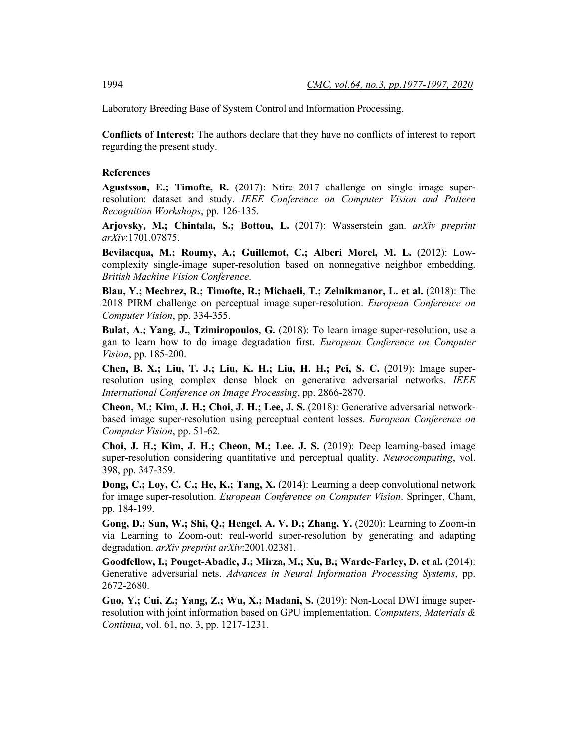Laboratory Breeding Base of System Control and Information Processing.

**Conflicts of Interest:** The authors declare that they have no conflicts of interest to report regarding the present study.

**References**

**Agustsson, E.; Timofte, R.** (2017): Ntire 2017 challenge on single image super-resolution: dataset and study. *IEEE Conference on Computer Vision and Pattern Recognition Workshops*, pp. 126-135.

**Arjovsky, M.; Chintala, S.; Bottou, L.** (2017): Wasserstein gan. *arXiv preprint arXiv*:1701.07875.

**Bevilacqua, M.; Roumy, A.; Guillemot, C.; Alberi Morel, M. L.** (2012): Low-complexity single-image super-resolution based on nonnegative neighbor embedding. *British Machine Vision Conference*.

**Blau, Y.; Mechrez, R.; Timofte, R.; Michaeli, T.; Zelnikmanor, L. et al.** (2018): The 2018 PIRM challenge on perceptual image super-resolution. *European Conference on Computer Vision*, pp. 334-355.

**Bulat, A.; Yang, J., Tzimiropoulos, G.** (2018): To learn image super-resolution, use a gan to learn how to do image degradation first. *European Conference on Computer Vision*, pp. 185-200.

**Chen, B. X.; Liu, T. J.; Liu, K. H.; Liu, H. H.; Pei, S. C.** (2019): Image super-resolution using complex dense block on generative adversarial networks. *IEEE International Conference on Image Processing*, pp. 2866-2870.

**Cheon, M.; Kim, J. H.; Choi, J. H.; Lee, J. S.** (2018): Generative adversarial network-based image super-resolution using perceptual content losses. *European Conference on Computer Vision*, pp. 51-62.

**Choi, J. H.; Kim, J. H.; Cheon, M.; Lee. J. S.** (2019): Deep learning-based image super-resolution considering quantitative and perceptual quality. *Neurocomputing*, vol. 398, pp. 347-359.

**Dong, C.; Loy, C. C.; He, K.; Tang, X.** (2014): Learning a deep convolutional network for image super-resolution. *European Conference on Computer Vision*. Springer, Cham, pp. 184-199.

**Gong, D.; Sun, W.; Shi, Q.; Hengel, A. V. D.; Zhang, Y.** (2020): Learning to Zoom-in via Learning to Zoom-out: real-world super-resolution by generating and adapting degradation. *arXiv preprint arXiv*:2001.02381.

**Goodfellow, I.; Pouget-Abadie, J.; Mirza, M.; Xu, B.; Warde-Farley, D. et al.** (2014): Generative adversarial nets. *Advances in Neural Information Processing Systems*, pp. 2672-2680.

**Guo, Y.; Cui, Z.; Yang, Z.; Wu, X.; Madani, S.** (2019): Non-Local DWI image super-resolution with joint information based on GPU implementation. *Computers, Materials & Continua*, vol. 61, no. 3, pp. 1217-1231.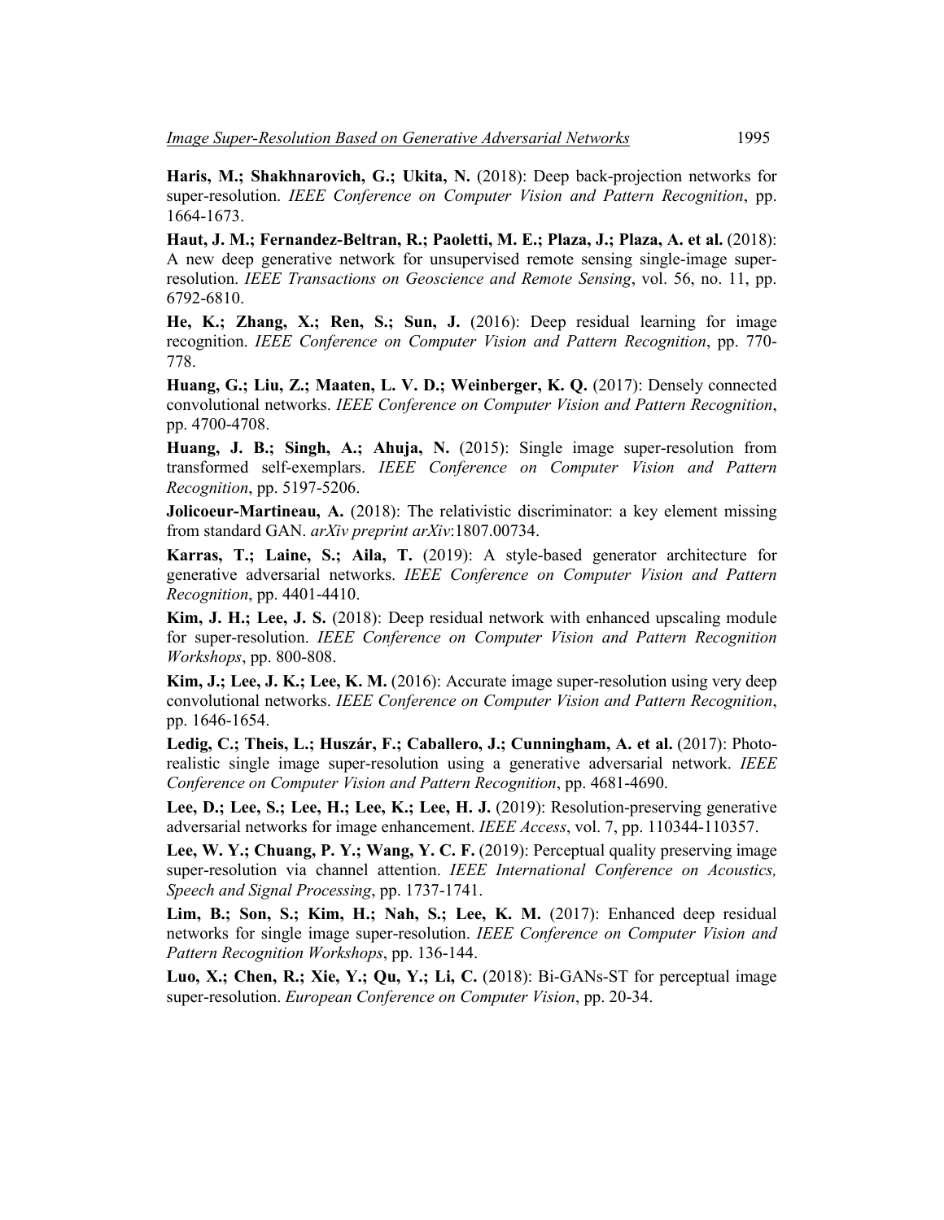**Haris, M.; Shakhnarovich, G.; Ukita, N.** (2018): Deep back-projection networks for super-resolution. *IEEE Conference on Computer Vision and Pattern Recognition*, pp. 1664-1673.

**Haut, J. M.; Fernandez-Beltran, R.; Paoletti, M. E.; Plaza, J.; Plaza, A. et al.** (2018): A new deep generative network for unsupervised remote sensing single-image super-resolution. *IEEE Transactions on Geoscience and Remote Sensing*, vol. 56, no. 11, pp. 6792-6810.

**He, K.; Zhang, X.; Ren, S.; Sun, J.** (2016): Deep residual learning for image recognition. *IEEE Conference on Computer Vision and Pattern Recognition*, pp. 770-778.

**Huang, G.; Liu, Z.; Maaten, L. V. D.; Weinberger, K. Q.** (2017): Densely connected convolutional networks. *IEEE Conference on Computer Vision and Pattern Recognition*, pp. 4700-4708.

**Huang, J. B.; Singh, A.; Ahuja, N.** (2015): Single image super-resolution from transformed self-exemplars. *IEEE Conference on Computer Vision and Pattern Recognition*, pp. 5197-5206.

**Jolicoeur-Martineau, A.** (2018): The relativistic discriminator: a key element missing from standard GAN. *arXiv preprint arXiv*:1807.00734.

**Karras, T.; Laine, S.; Aila, T.** (2019): A style-based generator architecture for generative adversarial networks. *IEEE Conference on Computer Vision and Pattern Recognition*, pp. 4401-4410.

**Kim, J. H.; Lee, J. S.** (2018): Deep residual network with enhanced upscaling module for super-resolution. *IEEE Conference on Computer Vision and Pattern Recognition Workshops*, pp. 800-808.

**Kim, J.; Lee, J. K.; Lee, K. M.** (2016): Accurate image super-resolution using very deep convolutional networks. *IEEE Conference on Computer Vision and Pattern Recognition*, pp. 1646-1654.

**Ledig, C.; Theis, L.; Huszár, F.; Caballero, J.; Cunningham, A. et al.** (2017): Photo-realistic single image super-resolution using a generative adversarial network. *IEEE Conference on Computer Vision and Pattern Recognition*, pp. 4681-4690.

**Lee, D.; Lee, S.; Lee, H.; Lee, K.; Lee, H. J.** (2019): Resolution-preserving generative adversarial networks for image enhancement. *IEEE Access*, vol. 7, pp. 110344-110357.

**Lee, W. Y.; Chuang, P. Y.; Wang, Y. C. F.** (2019): Perceptual quality preserving image super-resolution via channel attention. *IEEE International Conference on Acoustics, Speech and Signal Processing*, pp. 1737-1741.

**Lim, B.; Son, S.; Kim, H.; Nah, S.; Lee, K. M.** (2017): Enhanced deep residual networks for single image super-resolution. *IEEE Conference on Computer Vision and Pattern Recognition Workshops*, pp. 136-144.

**Luo, X.; Chen, R.; Xie, Y.; Qu, Y.; Li, C.** (2018): Bi-GANs-ST for perceptual image super-resolution. *European Conference on Computer Vision*, pp. 20-34.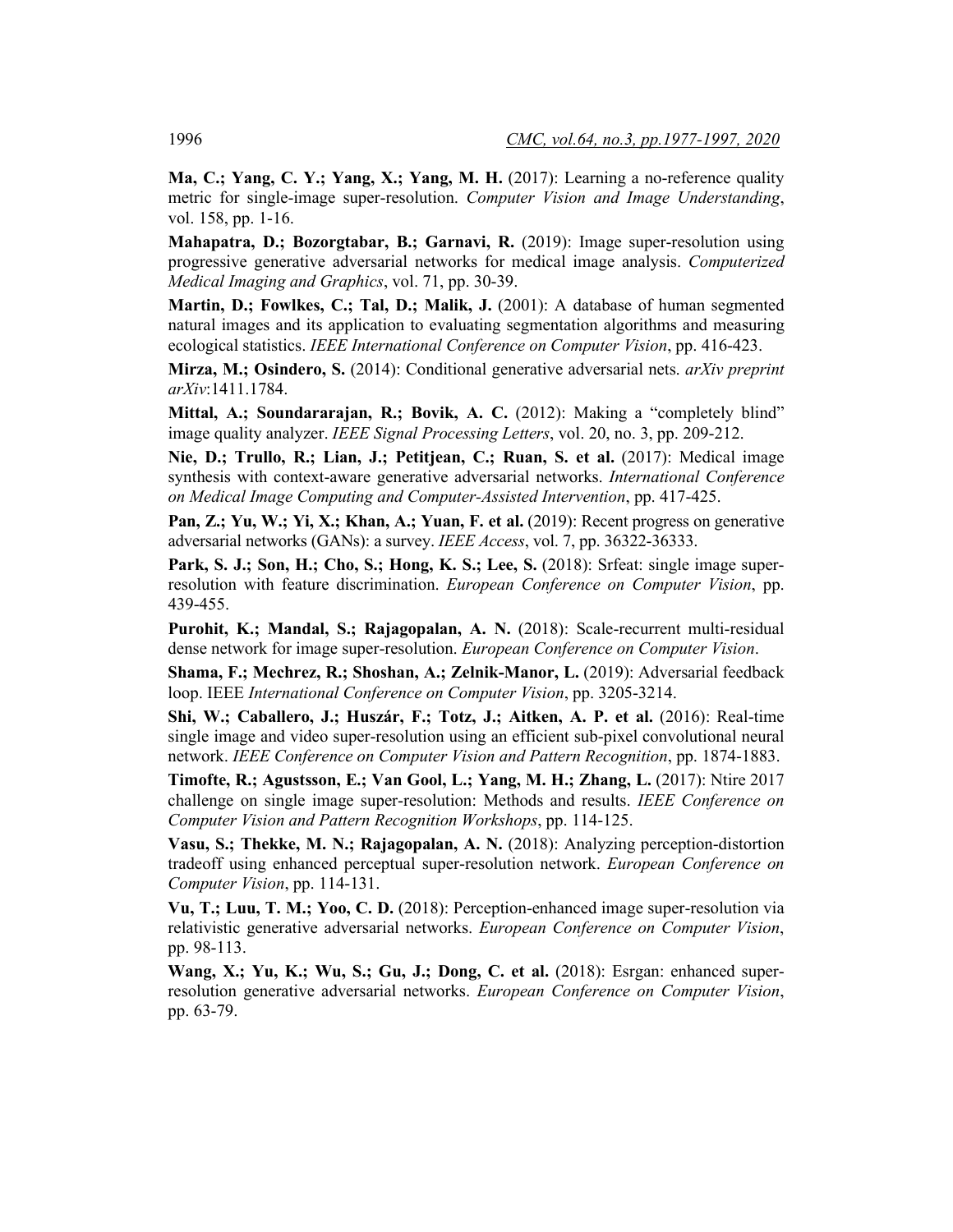**Ma, C.; Yang, C. Y.; Yang, X.; Yang, M. H.** (2017): Learning a no-reference quality metric for single-image super-resolution. *Computer Vision and Image Understanding*, vol. 158, pp. 1-16.

**Mahapatra, D.; Bozorgtabar, B.; Garnavi, R.** (2019): Image super-resolution using progressive generative adversarial networks for medical image analysis. *Computerized Medical Imaging and Graphics*, vol. 71, pp. 30-39.

**Martin, D.; Fowlkes, C.; Tal, D.; Malik, J.** (2001): A database of human segmented natural images and its application to evaluating segmentation algorithms and measuring ecological statistics. *IEEE International Conference on Computer Vision*, pp. 416-423.

**Mirza, M.; Osindero, S.** (2014): Conditional generative adversarial nets. *arXiv preprint arXiv*:1411.1784.

**Mittal, A.; Soundararajan, R.; Bovik, A. C.** (2012): Making a "completely blind" image quality analyzer. *IEEE Signal Processing Letters*, vol. 20, no. 3, pp. 209-212.

**Nie, D.; Trullo, R.; Lian, J.; Petitjean, C.; Ruan, S. et al.** (2017): Medical image synthesis with context-aware generative adversarial networks. *International Conference on Medical Image Computing and Computer-Assisted Intervention*, pp. 417-425.

**Pan, Z.; Yu, W.; Yi, X.; Khan, A.; Yuan, F. et al.** (2019): Recent progress on generative adversarial networks (GANs): a survey. *IEEE Access*, vol. 7, pp. 36322-36333.

**Park, S. J.; Son, H.; Cho, S.; Hong, K. S.; Lee, S.** (2018): Srfeat: single image super-resolution with feature discrimination. *European Conference on Computer Vision*, pp. 439-455.

**Purohit, K.; Mandal, S.; Rajagopalan, A. N.** (2018): Scale-recurrent multi-residual dense network for image super-resolution. *European Conference on Computer Vision*.

**Shama, F.; Mechrez, R.; Shoshan, A.; Zelnik-Manor, L.** (2019): Adversarial feedback loop. IEEE *International Conference on Computer Vision*, pp. 3205-3214.

**Shi, W.; Caballero, J.; Huszár, F.; Totz, J.; Aitken, A. P. et al.** (2016): Real-time single image and video super-resolution using an efficient sub-pixel convolutional neural network. *IEEE Conference on Computer Vision and Pattern Recognition*, pp. 1874-1883.

**Timofte, R.; Agustsson, E.; Van Gool, L.; Yang, M. H.; Zhang, L.** (2017): Ntire 2017 challenge on single image super-resolution: Methods and results. *IEEE Conference on Computer Vision and Pattern Recognition Workshops*, pp. 114-125.

**Vasu, S.; Thekke, M. N.; Rajagopalan, A. N.** (2018): Analyzing perception-distortion tradeoff using enhanced perceptual super-resolution network. *European Conference on Computer Vision*, pp. 114-131.

**Vu, T.; Luu, T. M.; Yoo, C. D.** (2018): Perception-enhanced image super-resolution via relativistic generative adversarial networks. *European Conference on Computer Vision*, pp. 98-113.

**Wang, X.; Yu, K.; Wu, S.; Gu, J.; Dong, C. et al.** (2018): Esrgan: enhanced super-resolution generative adversarial networks. *European Conference on Computer Vision*, pp. 63-79.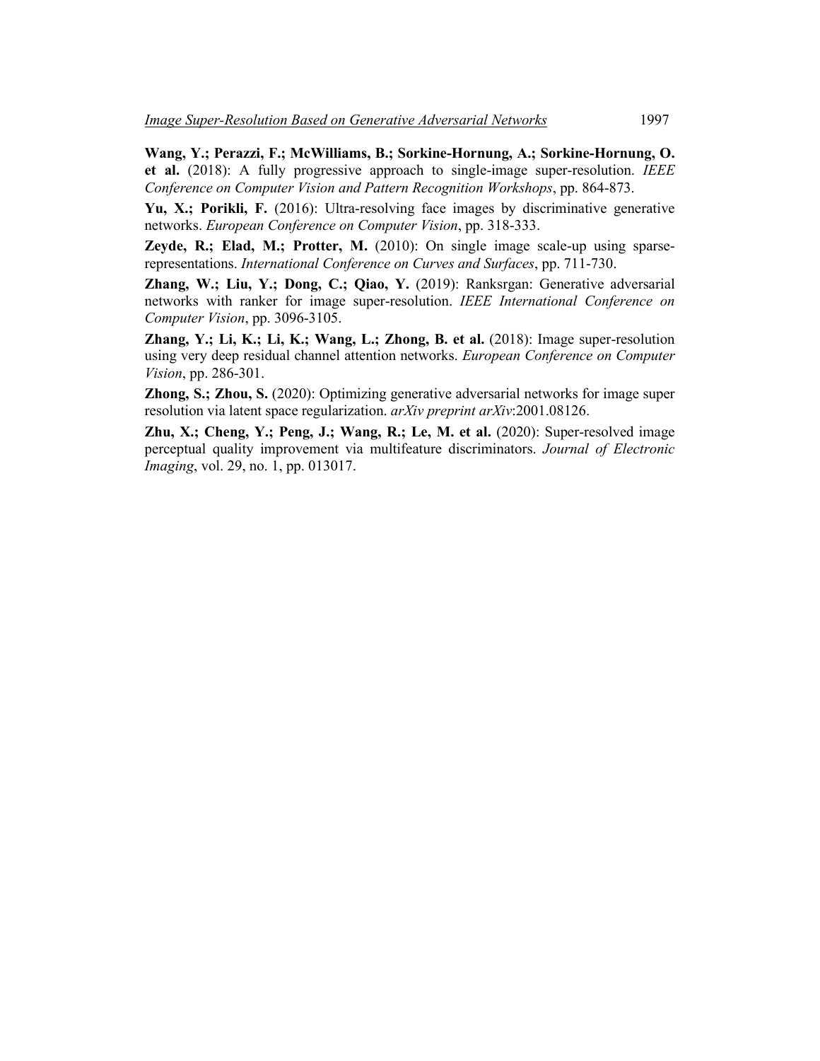**Wang, Y.; Perazzi, F.; McWilliams, B.; Sorkine-Hornung, A.; Sorkine-Hornung, O. et al.** (2018): A fully progressive approach to single-image super-resolution. *IEEE Conference on Computer Vision and Pattern Recognition Workshops*, pp. 864-873.

**Yu, X.; Porikli, F.** (2016): Ultra-resolving face images by discriminative generative networks. *European Conference on Computer Vision*, pp. 318-333.

**Zeyde, R.; Elad, M.; Protter, M.** (2010): On single image scale-up using sparse-representations. *International Conference on Curves and Surfaces*, pp. 711-730.

**Zhang, W.; Liu, Y.; Dong, C.; Qiao, Y.** (2019): Ranksrgan: Generative adversarial networks with ranker for image super-resolution. *IEEE International Conference on Computer Vision*, pp. 3096-3105.

**Zhang, Y.; Li, K.; Li, K.; Wang, L.; Zhong, B. et al.** (2018): Image super-resolution using very deep residual channel attention networks. *European Conference on Computer Vision*, pp. 286-301.

**Zhong, S.; Zhou, S.** (2020): Optimizing generative adversarial networks for image super resolution via latent space regularization. *arXiv preprint arXiv*:2001.08126.

**Zhu, X.; Cheng, Y.; Peng, J.; Wang, R.; Le, M. et al.** (2020): Super-resolved image perceptual quality improvement via multifeature discriminators. *Journal of Electronic Imaging*, vol. 29, no. 1, pp. 013017.